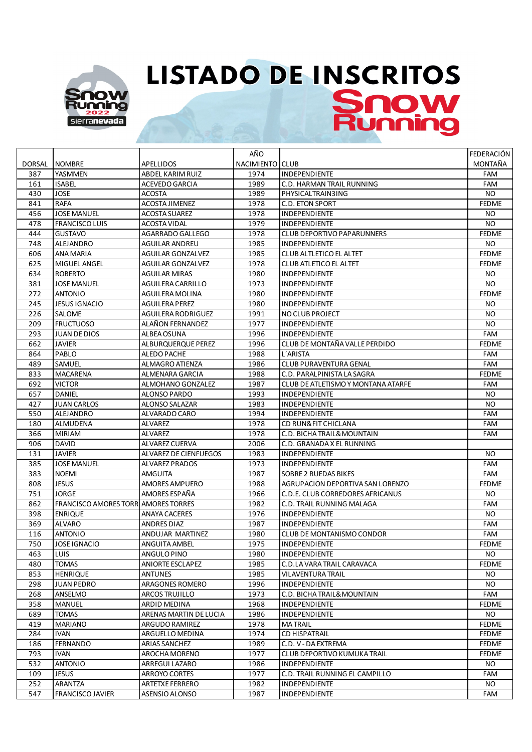# LISTADO DE INSCRITOS Snow Running

| DORSAL | NOMBRE | APELLIDOS | AÑO NACIMIENTO | CLUB | FEDERACIÓN MONTAÑA |
|---|---|---|---|---|---|
| 387 | YASMMEN | ABDEL KARIM RUIZ | 1974 | INDEPENDIENTE | FAM |
| 161 | ISABEL | ACEVEDO GARCIA | 1989 | C.D. HARMAN TRAIL RUNNING | FAM |
| 430 | JOSE | ACOSTA | 1989 | PHYSICALTRAIN3ING | NO |
| 841 | RAFA | ACOSTA JIMENEZ | 1978 | C.D. ETON SPORT | FEDME |
| 456 | JOSE MANUEL | ACOSTA SUAREZ | 1978 | INDEPENDIENTE | NO |
| 478 | FRANCISCO LUIS | ACOSTA VIDAL | 1979 | INDEPENDIENTE | NO |
| 444 | GUSTAVO | AGARRADO GALLEGO | 1978 | CLUB DEPORTIVO PAPARUNNERS | FEDME |
| 748 | ALEJANDRO | AGUILAR ANDREU | 1985 | INDEPENDIENTE | NO |
| 606 | ANA MARIA | AGUILAR GONZALVEZ | 1985 | CLUB ALTLETICO EL ALTET | FEDME |
| 625 | MIGUEL ANGEL | AGUILAR GONZALVEZ | 1978 | CLUB ATLETICO EL ALTET | FEDME |
| 634 | ROBERTO | AGUILAR MIRAS | 1980 | INDEPENDIENTE | NO |
| 381 | JOSE MANUEL | AGUILERA CARRILLO | 1973 | INDEPENDIENTE | NO |
| 272 | ANTONIO | AGUILERA MOLINA | 1980 | INDEPENDIENTE | FEDME |
| 245 | JESUS IGNACIO | AGUILERA PEREZ | 1980 | INDEPENDIENTE | NO |
| 226 | SALOME | AGUILERA RODRIGUEZ | 1991 | NO CLUB PROJECT | NO |
| 209 | FRUCTUOSO | ALAÑON FERNANDEZ | 1977 | INDEPENDIENTE | NO |
| 293 | JUAN DE DIOS | ALBEA OSUNA | 1996 | INDEPENDIENTE | FAM |
| 662 | JAVIER | ALBURQUERQUE PEREZ | 1996 | CLUB DE MONTAÑA VALLE PERDIDO | FEDME |
| 864 | PABLO | ALEDO PACHE | 1988 | L´ARISTA | FAM |
| 489 | SAMUEL | ALMAGRO ATIENZA | 1986 | CLUB PURAVENTURA GENAL | FAM |
| 833 | MACARENA | ALMENARA GARCIA | 1988 | C.D. PARALPINISTA LA SAGRA | FEDME |
| 692 | VICTOR | ALMOHANO GONZALEZ | 1987 | CLUB DE ATLETISMO Y MONTANA ATARFE | FAM |
| 657 | DANIEL | ALONSO PARDO | 1993 | INDEPENDIENTE | NO |
| 427 | JUAN CARLOS | ALONSO SALAZAR | 1983 | INDEPENDIENTE | NO |
| 550 | ALEJANDRO | ALVARADO CARO | 1994 | INDEPENDIENTE | FAM |
| 180 | ALMUDENA | ALVAREZ | 1978 | CD RUN&FIT CHICLANA | FAM |
| 366 | MIRIAM | ALVAREZ | 1978 | C.D. BICHA TRAIL&MOUNTAIN | FAM |
| 906 | DAVID | ALVAREZ CUERVA | 2006 | C.D. GRANADA X EL RUNNING | |
| 131 | JAVIER | ALVAREZ DE CIENFUEGOS | 1983 | INDEPENDIENTE | NO |
| 385 | JOSE MANUEL | ALVAREZ PRADOS | 1973 | INDEPENDIENTE | FAM |
| 383 | NOEMI | AMGUITA | 1987 | SOBRE 2 RUEDAS BIKES | FAM |
| 808 | JESUS | AMORES AMPUERO | 1988 | AGRUPACION DEPORTIVA SAN LORENZO | FEDME |
| 751 | JORGE | AMORES ESPAÑA | 1966 | C.D.E. CLUB CORREDORES AFRICANUS | NO |
| 862 | FRANCISCO AMORES TORR | AMORES TORRES | 1982 | C.D. TRAIL RUNNING MALAGA | FAM |
| 398 | ENRIQUE | ANAYA CACERES | 1976 | INDEPENDIENTE | NO |
| 369 | ALVARO | ANDRES DIAZ | 1987 | INDEPENDIENTE | FAM |
| 116 | ANTONIO | ANDUJAR MARTINEZ | 1980 | CLUB DE MONTANISMO CONDOR | FAM |
| 750 | JOSE IGNACIO | ANGUITA AMBEL | 1975 | INDEPENDIENTE | FEDME |
| 463 | LUIS | ANGULO PINO | 1980 | INDEPENDIENTE | NO |
| 480 | TOMAS | ANIORTE ESCLAPEZ | 1985 | C.D.LA VARA TRAIL CARAVACA | FEDME |
| 853 | HENRIQUE | ANTUNES | 1985 | VILAVENTURA TRAIL | NO |
| 298 | JUAN PEDRO | ARAGONES ROMERO | 1996 | INDEPENDIENTE | NO |
| 268 | ANSELMO | ARCOS TRUJILLO | 1973 | C.D. BICHA TRAIL&MOUNTAIN | FAM |
| 358 | MANUEL | ARDID MEDINA | 1968 | INDEPENDIENTE | FEDME |
| 689 | TOMAS | ARENAS MARTIN DE LUCIA | 1986 | INDEPENDIENTE | NO |
| 419 | MARIANO | ARGUDO RAMIREZ | 1978 | MA TRAIL | FEDME |
| 284 | IVAN | ARGUELLO MEDINA | 1974 | CD HISPATRAIL | FEDME |
| 186 | FERNANDO | ARIAS SANCHEZ | 1989 | C.D. V - DA EXTREMA | FEDME |
| 793 | IVAN | AROCHA MORENO | 1977 | CLUB DEPORTIVO KUMUKA TRAIL | FEDME |
| 532 | ANTONIO | ARREGUI LAZARO | 1986 | INDEPENDIENTE | NO |
| 109 | JESUS | ARROYO CORTES | 1977 | C.D. TRAIL RUNNING EL CAMPILLO | FAM |
| 252 | ARANTZA | ARTETXE FERRERO | 1982 | INDEPENDIENTE | NO |
| 547 | FRANCISCO JAVIER | ASENSIO ALONSO | 1987 | INDEPENDIENTE | FAM |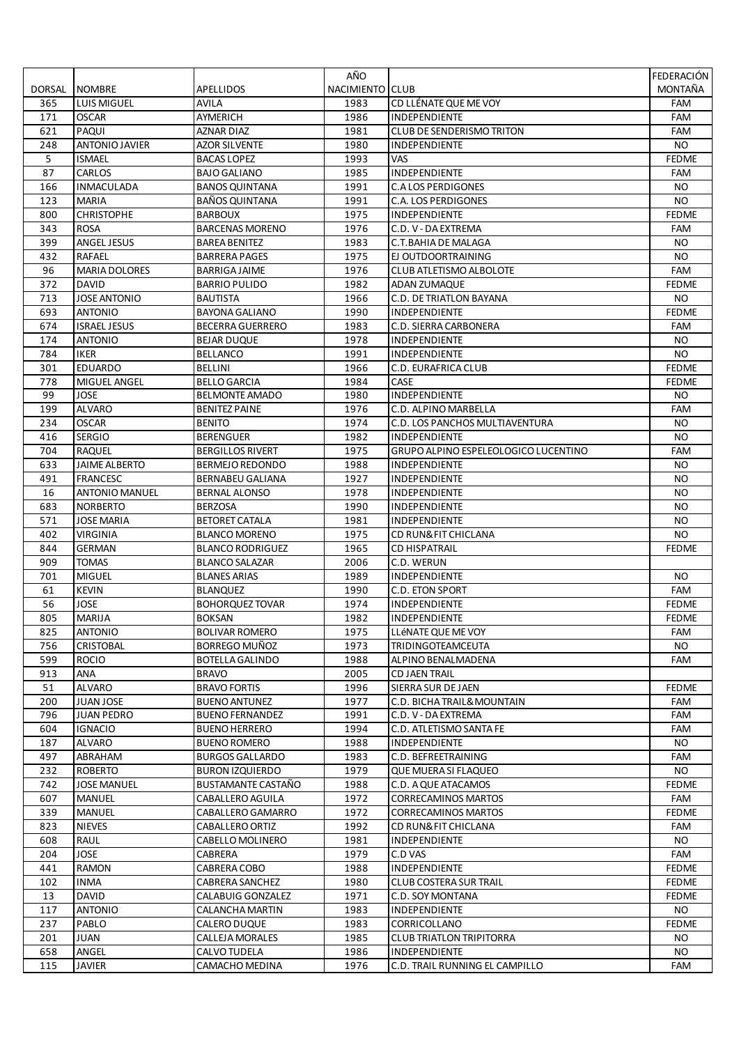| DORSAL | NOMBRE | APELLIDOS | AÑO NACIMIENTO | CLUB | FEDERACIÓN MONTAÑA |
|---|---|---|---|---|---|
| 365 | LUIS MIGUEL | AVILA | 1983 | CD LLÉNATE QUE ME VOY | FAM |
| 171 | OSCAR | AYMERICH | 1986 | INDEPENDIENTE | FAM |
| 621 | PAQUI | AZNAR DIAZ | 1981 | CLUB DE SENDERISMO TRITON | FAM |
| 248 | ANTONIO JAVIER | AZOR SILVENTE | 1980 | INDEPENDIENTE | NO |
| 5 | ISMAEL | BACAS LOPEZ | 1993 | VAS | FEDME |
| 87 | CARLOS | BAJO GALIANO | 1985 | INDEPENDIENTE | FAM |
| 166 | INMACULADA | BANOS QUINTANA | 1991 | C.A LOS PERDIGONES | NO |
| 123 | MARIA | BAÑOS QUINTANA | 1991 | C.A. LOS PERDIGONES | NO |
| 800 | CHRISTOPHE | BARBOUX | 1975 | INDEPENDIENTE | FEDME |
| 343 | ROSA | BARCENAS MORENO | 1976 | C.D. V - DA EXTREMA | FAM |
| 399 | ANGEL JESUS | BAREA BENITEZ | 1983 | C.T.BAHIA DE MALAGA | NO |
| 432 | RAFAEL | BARRERA PAGES | 1975 | EJ OUTDOORTRAINING | NO |
| 96 | MARIA DOLORES | BARRIGA JAIME | 1976 | CLUB ATLETISMO ALBOLOTE | FAM |
| 372 | DAVID | BARRIO PULIDO | 1982 | ADAN ZUMAQUE | FEDME |
| 713 | JOSE ANTONIO | BAUTISTA | 1966 | C.D. DE TRIATLON BAYANA | NO |
| 693 | ANTONIO | BAYONA GALIANO | 1990 | INDEPENDIENTE | FEDME |
| 674 | ISRAEL JESUS | BECERRA GUERRERO | 1983 | C.D. SIERRA CARBONERA | FAM |
| 174 | ANTONIO | BEJAR DUQUE | 1978 | INDEPENDIENTE | NO |
| 784 | IKER | BELLANCO | 1991 | INDEPENDIENTE | NO |
| 301 | EDUARDO | BELLINI | 1966 | C.D. EURAFRICA CLUB | FEDME |
| 778 | MIGUEL ANGEL | BELLO GARCIA | 1984 | CASE | FEDME |
| 99 | JOSE | BELMONTE AMADO | 1980 | INDEPENDIENTE | NO |
| 199 | ALVARO | BENITEZ PAINE | 1976 | C.D. ALPINO MARBELLA | FAM |
| 234 | OSCAR | BENITO | 1974 | C.D. LOS PANCHOS MULTIAVENTURA | NO |
| 416 | SERGIO | BERENGUER | 1982 | INDEPENDIENTE | NO |
| 704 | RAQUEL | BERGILLOS RIVERT | 1975 | GRUPO ALPINO ESPELEOLOGICO LUCENTINO | FAM |
| 633 | JAIME ALBERTO | BERMEJO REDONDO | 1988 | INDEPENDIENTE | NO |
| 491 | FRANCESC | BERNABEU GALIANA | 1927 | INDEPENDIENTE | NO |
| 16 | ANTONIO MANUEL | BERNAL ALONSO | 1978 | INDEPENDIENTE | NO |
| 683 | NORBERTO | BERZOSA | 1990 | INDEPENDIENTE | NO |
| 571 | JOSE MARIA | BETORET CATALA | 1981 | INDEPENDIENTE | NO |
| 402 | VIRGINIA | BLANCO MORENO | 1975 | CD RUN&FIT CHICLANA | NO |
| 844 | GERMAN | BLANCO RODRIGUEZ | 1965 | CD HISPATRAIL | FEDME |
| 909 | TOMAS | BLANCO SALAZAR | 2006 | C.D. WERUN | |
| 701 | MIGUEL | BLANES ARIAS | 1989 | INDEPENDIENTE | NO |
| 61 | KEVIN | BLANQUEZ | 1990 | C.D. ETON SPORT | FAM |
| 56 | JOSE | BOHORQUEZ TOVAR | 1974 | INDEPENDIENTE | FEDME |
| 805 | MARIJA | BOKSAN | 1982 | INDEPENDIENTE | FEDME |
| 825 | ANTONIO | BOLIVAR ROMERO | 1975 | LLéNATE QUE ME VOY | FAM |
| 756 | CRISTOBAL | BORREGO MUÑOZ | 1973 | TRIDINGOTEAMCEUTA | NO |
| 599 | ROCIO | BOTELLA GALINDO | 1988 | ALPINO BENALMADENA | FAM |
| 913 | ANA | BRAVO | 2005 | CD JAEN TRAIL | |
| 51 | ALVARO | BRAVO FORTIS | 1996 | SIERRA SUR DE JAEN | FEDME |
| 200 | JUAN JOSE | BUENO ANTUNEZ | 1977 | C.D. BICHA TRAIL&MOUNTAIN | FAM |
| 796 | JUAN PEDRO | BUENO FERNANDEZ | 1991 | C.D. V - DA EXTREMA | FAM |
| 604 | IGNACIO | BUENO HERRERO | 1994 | C.D. ATLETISMO SANTA FE | FAM |
| 187 | ALVARO | BUENO ROMERO | 1988 | INDEPENDIENTE | NO |
| 497 | ABRAHAM | BURGOS GALLARDO | 1983 | C.D. BEFREETRAINING | FAM |
| 232 | ROBERTO | BURON IZQUIERDO | 1979 | QUE MUERA SI FLAQUEO | NO |
| 742 | JOSE MANUEL | BUSTAMANTE CASTAÑO | 1988 | C.D. A QUE ATACAMOS | FEDME |
| 607 | MANUEL | CABALLERO AGUILA | 1972 | CORRECAMINOS MARTOS | FAM |
| 339 | MANUEL | CABALLERO GAMARRO | 1972 | CORRECAMINOS MARTOS | FEDME |
| 823 | NIEVES | CABALLERO ORTIZ | 1992 | CD RUN&FIT CHICLANA | FAM |
| 608 | RAUL | CABELLO MOLINERO | 1981 | INDEPENDIENTE | NO |
| 204 | JOSE | CABRERA | 1979 | C.D VAS | FAM |
| 441 | RAMON | CABRERA COBO | 1988 | INDEPENDIENTE | FEDME |
| 102 | INMA | CABRERA SANCHEZ | 1980 | CLUB COSTERA SUR TRAIL | FEDME |
| 13 | DAVID | CALABUIG GONZALEZ | 1971 | C.D. SOY MONTANA | FEDME |
| 117 | ANTONIO | CALANCHA MARTIN | 1983 | INDEPENDIENTE | NO |
| 237 | PABLO | CALERO DUQUE | 1983 | CORRICOLLANO | FEDME |
| 201 | JUAN | CALLEJA MORALES | 1985 | CLUB TRIATLON TRIPITORRA | NO |
| 658 | ANGEL | CALVO TUDELA | 1986 | INDEPENDIENTE | NO |
| 115 | JAVIER | CAMACHO MEDINA | 1976 | C.D. TRAIL RUNNING EL CAMPILLO | FAM |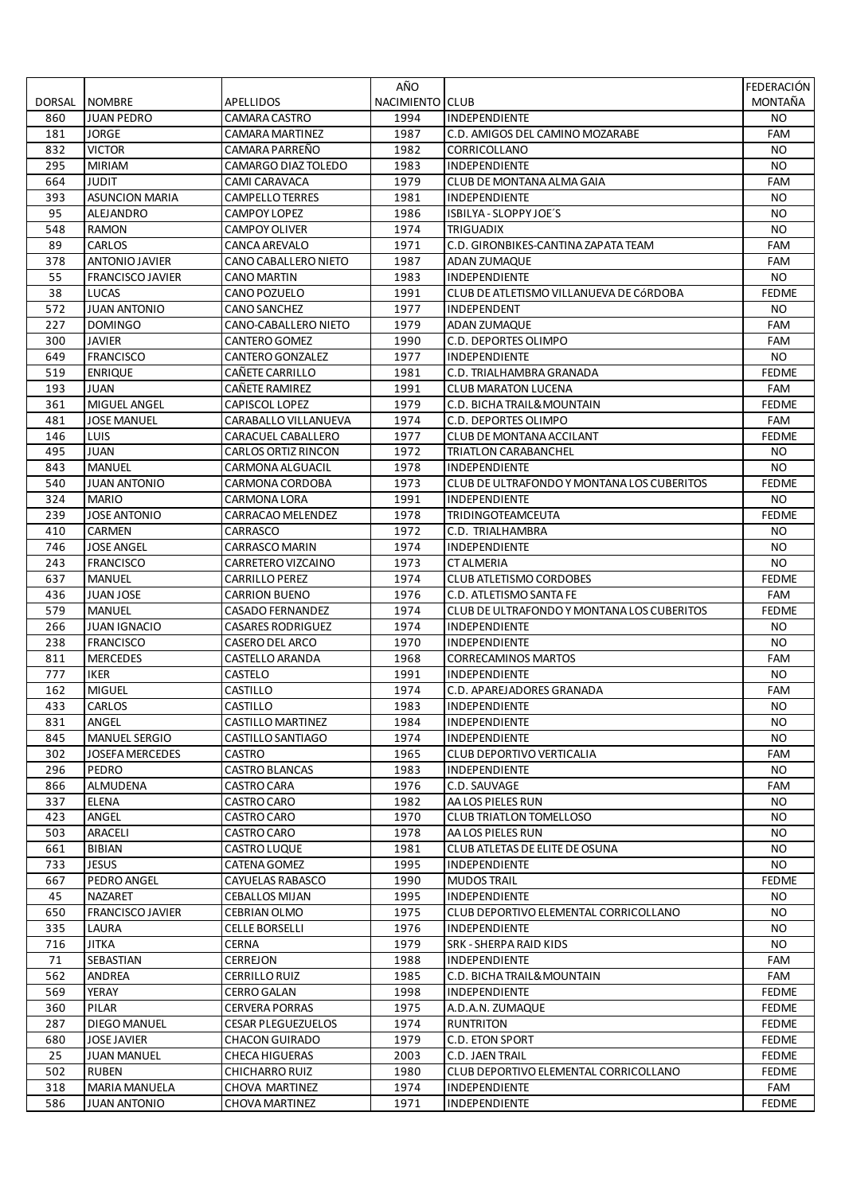| DORSAL | NOMBRE | APELLIDOS | AÑO NACIMIENTO | CLUB | FEDERACIÓN MONTAÑA |
|---|---|---|---|---|---|
| 860 | JUAN PEDRO | CAMARA CASTRO | 1994 | INDEPENDIENTE | NO |
| 181 | JORGE | CAMARA MARTINEZ | 1987 | C.D. AMIGOS DEL CAMINO MOZARABE | FAM |
| 832 | VICTOR | CAMARA PARREÑO | 1982 | CORRICOLLANO | NO |
| 295 | MIRIAM | CAMARGO DIAZ TOLEDO | 1983 | INDEPENDIENTE | NO |
| 664 | JUDIT | CAMI CARAVACA | 1979 | CLUB DE MONTANA ALMA GAIA | FAM |
| 393 | ASUNCION MARIA | CAMPELLO TERRES | 1981 | INDEPENDIENTE | NO |
| 95 | ALEJANDRO | CAMPOY LOPEZ | 1986 | ISBILYA - SLOPPY JOE´S | NO |
| 548 | RAMON | CAMPOY OLIVER | 1974 | TRIGUADIX | NO |
| 89 | CARLOS | CANCA AREVALO | 1971 | C.D. GIRONBIKES-CANTINA ZAPATA TEAM | FAM |
| 378 | ANTONIO JAVIER | CANO CABALLERO NIETO | 1987 | ADAN ZUMAQUE | FAM |
| 55 | FRANCISCO JAVIER | CANO MARTIN | 1983 | INDEPENDIENTE | NO |
| 38 | LUCAS | CANO POZUELO | 1991 | CLUB DE ATLETISMO VILLANUEVA DE CóRDOBA | FEDME |
| 572 | JUAN ANTONIO | CANO SANCHEZ | 1977 | INDEPENDENT | NO |
| 227 | DOMINGO | CANO-CABALLERO NIETO | 1979 | ADAN ZUMAQUE | FAM |
| 300 | JAVIER | CANTERO GOMEZ | 1990 | C.D. DEPORTES OLIMPO | FAM |
| 649 | FRANCISCO | CANTERO GONZALEZ | 1977 | INDEPENDIENTE | NO |
| 519 | ENRIQUE | CAÑETE CARRILLO | 1981 | C.D. TRIALHAMBRA GRANADA | FEDME |
| 193 | JUAN | CAÑETE RAMIREZ | 1991 | CLUB MARATON LUCENA | FAM |
| 361 | MIGUEL ANGEL | CAPISCOL LOPEZ | 1979 | C.D. BICHA TRAIL&MOUNTAIN | FEDME |
| 481 | JOSE MANUEL | CARABALLO VILLANUEVA | 1974 | C.D. DEPORTES OLIMPO | FAM |
| 146 | LUIS | CARACUEL CABALLERO | 1977 | CLUB DE MONTANA ACCILANT | FEDME |
| 495 | JUAN | CARLOS ORTIZ RINCON | 1972 | TRIATLON CARABANCHEL | NO |
| 843 | MANUEL | CARMONA ALGUACIL | 1978 | INDEPENDIENTE | NO |
| 540 | JUAN ANTONIO | CARMONA CORDOBA | 1973 | CLUB DE ULTRAFONDO Y MONTANA LOS CUBERITOS | FEDME |
| 324 | MARIO | CARMONA LORA | 1991 | INDEPENDIENTE | NO |
| 239 | JOSE ANTONIO | CARRACAO MELENDEZ | 1978 | TRIDINGOTEAMCEUTA | FEDME |
| 410 | CARMEN | CARRASCO | 1972 | C.D. TRIALHAMBRA | NO |
| 746 | JOSE ANGEL | CARRASCO MARIN | 1974 | INDEPENDIENTE | NO |
| 243 | FRANCISCO | CARRETERO VIZCAINO | 1973 | CT ALMERIA | NO |
| 637 | MANUEL | CARRILLO PEREZ | 1974 | CLUB ATLETISMO CORDOBES | FEDME |
| 436 | JUAN JOSE | CARRION BUENO | 1976 | C.D. ATLETISMO SANTA FE | FAM |
| 579 | MANUEL | CASADO FERNANDEZ | 1974 | CLUB DE ULTRAFONDO Y MONTANA LOS CUBERITOS | FEDME |
| 266 | JUAN IGNACIO | CASARES RODRIGUEZ | 1974 | INDEPENDIENTE | NO |
| 238 | FRANCISCO | CASERO DEL ARCO | 1970 | INDEPENDIENTE | NO |
| 811 | MERCEDES | CASTELLO ARANDA | 1968 | CORRECAMINOS MARTOS | FAM |
| 777 | IKER | CASTELO | 1991 | INDEPENDIENTE | NO |
| 162 | MIGUEL | CASTILLO | 1974 | C.D. APAREJADORES GRANADA | FAM |
| 433 | CARLOS | CASTILLO | 1983 | INDEPENDIENTE | NO |
| 831 | ANGEL | CASTILLO MARTINEZ | 1984 | INDEPENDIENTE | NO |
| 845 | MANUEL SERGIO | CASTILLO SANTIAGO | 1974 | INDEPENDIENTE | NO |
| 302 | JOSEFA MERCEDES | CASTRO | 1965 | CLUB DEPORTIVO VERTICALIA | FAM |
| 296 | PEDRO | CASTRO BLANCAS | 1983 | INDEPENDIENTE | NO |
| 866 | ALMUDENA | CASTRO CARA | 1976 | C.D. SAUVAGE | FAM |
| 337 | ELENA | CASTRO CARO | 1982 | AA LOS PIELES RUN | NO |
| 423 | ANGEL | CASTRO CARO | 1970 | CLUB TRIATLON TOMELLOSO | NO |
| 503 | ARACELI | CASTRO CARO | 1978 | AA LOS PIELES RUN | NO |
| 661 | BIBIAN | CASTRO LUQUE | 1981 | CLUB ATLETAS DE ELITE DE OSUNA | NO |
| 733 | JESUS | CATENA GOMEZ | 1995 | INDEPENDIENTE | NO |
| 667 | PEDRO ANGEL | CAYUELAS RABASCO | 1990 | MUDOS TRAIL | FEDME |
| 45 | NAZARET | CEBALLOS MIJAN | 1995 | INDEPENDIENTE | NO |
| 650 | FRANCISCO JAVIER | CEBRIAN OLMO | 1975 | CLUB DEPORTIVO ELEMENTAL CORRICOLLANO | NO |
| 335 | LAURA | CELLE BORSELLI | 1976 | INDEPENDIENTE | NO |
| 716 | JITKA | CERNA | 1979 | SRK - SHERPA RAID KIDS | NO |
| 71 | SEBASTIAN | CERREJON | 1988 | INDEPENDIENTE | FAM |
| 562 | ANDREA | CERRILLO RUIZ | 1985 | C.D. BICHA TRAIL&MOUNTAIN | FAM |
| 569 | YERAY | CERRO GALAN | 1998 | INDEPENDIENTE | FEDME |
| 360 | PILAR | CERVERA PORRAS | 1975 | A.D.A.N. ZUMAQUE | FEDME |
| 287 | DIEGO MANUEL | CESAR PLEGUEZUELOS | 1974 | RUNTRITON | FEDME |
| 680 | JOSE JAVIER | CHACON GUIRADO | 1979 | C.D. ETON SPORT | FEDME |
| 25 | JUAN MANUEL | CHECA HIGUERAS | 2003 | C.D. JAEN TRAIL | FEDME |
| 502 | RUBEN | CHICHARRO RUIZ | 1980 | CLUB DEPORTIVO ELEMENTAL CORRICOLLANO | FEDME |
| 318 | MARIA MANUELA | CHOVA MARTINEZ | 1974 | INDEPENDIENTE | FAM |
| 586 | JUAN ANTONIO | CHOVA MARTINEZ | 1971 | INDEPENDIENTE | FEDME |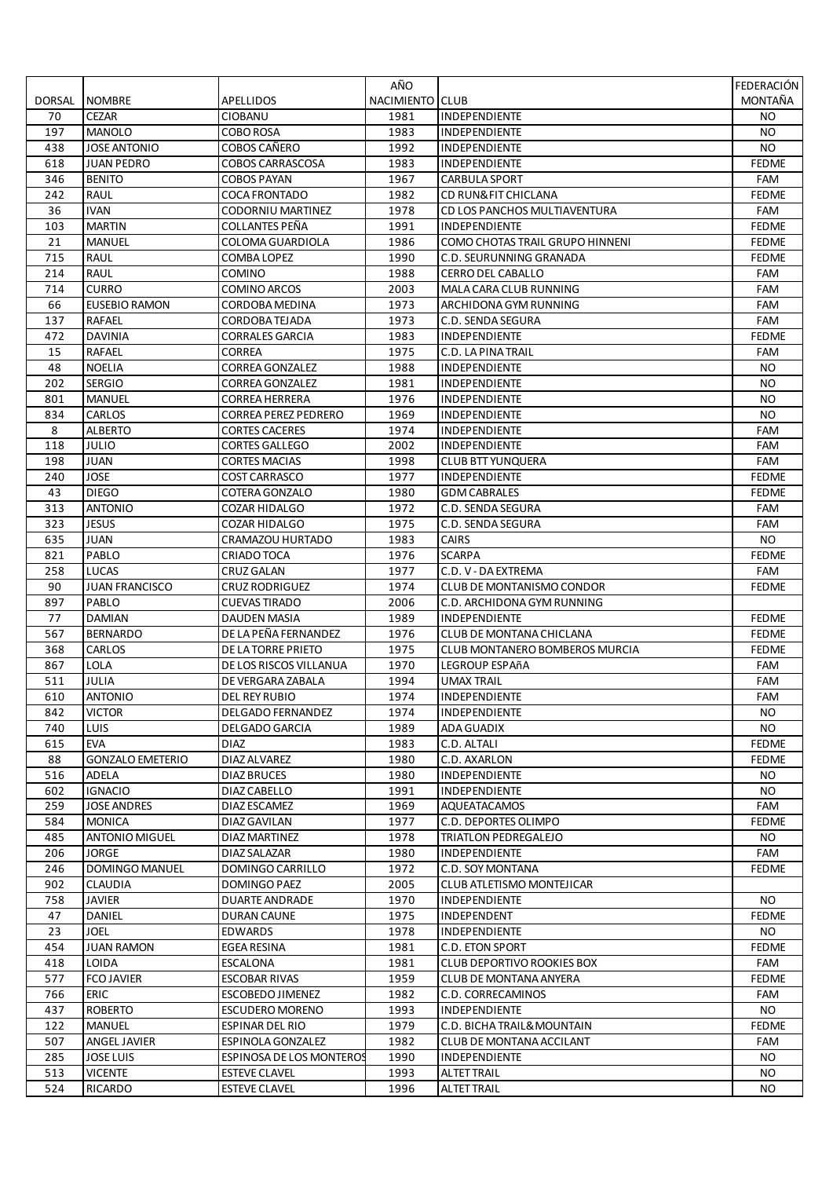| DORSAL | NOMBRE | APELLIDOS | AÑO NACIMIENTO | CLUB | FEDERACIÓN MONTAÑA |
|---|---|---|---|---|---|
| 70 | CEZAR | CIOBANU | 1981 | INDEPENDIENTE | NO |
| 197 | MANOLO | COBO ROSA | 1983 | INDEPENDIENTE | NO |
| 438 | JOSE ANTONIO | COBOS CAÑERO | 1992 | INDEPENDIENTE | NO |
| 618 | JUAN PEDRO | COBOS CARRASCOSA | 1983 | INDEPENDIENTE | FEDME |
| 346 | BENITO | COBOS PAYAN | 1967 | CARBULA SPORT | FAM |
| 242 | RAUL | COCA FRONTADO | 1982 | CD RUN&FIT CHICLANA | FEDME |
| 36 | IVAN | CODORNIU MARTINEZ | 1978 | CD LOS PANCHOS MULTIAVENTURA | FAM |
| 103 | MARTIN | COLLANTES PEÑA | 1991 | INDEPENDIENTE | FEDME |
| 21 | MANUEL | COLOMA GUARDIOLA | 1986 | COMO CHOTAS TRAIL GRUPO HINNENI | FEDME |
| 715 | RAUL | COMBA LOPEZ | 1990 | C.D. SEURUNNING GRANADA | FEDME |
| 214 | RAUL | COMINO | 1988 | CERRO DEL CABALLO | FAM |
| 714 | CURRO | COMINO ARCOS | 2003 | MALA CARA CLUB RUNNING | FAM |
| 66 | EUSEBIO RAMON | CORDOBA MEDINA | 1973 | ARCHIDONA GYM RUNNING | FAM |
| 137 | RAFAEL | CORDOBA TEJADA | 1973 | C.D. SENDA SEGURA | FAM |
| 472 | DAVINIA | CORRALES GARCIA | 1983 | INDEPENDIENTE | FEDME |
| 15 | RAFAEL | CORREA | 1975 | C.D. LA PINA TRAIL | FAM |
| 48 | NOELIA | CORREA GONZALEZ | 1988 | INDEPENDIENTE | NO |
| 202 | SERGIO | CORREA GONZALEZ | 1981 | INDEPENDIENTE | NO |
| 801 | MANUEL | CORREA HERRERA | 1976 | INDEPENDIENTE | NO |
| 834 | CARLOS | CORREA PEREZ PEDRERO | 1969 | INDEPENDIENTE | NO |
| 8 | ALBERTO | CORTES CACERES | 1974 | INDEPENDIENTE | FAM |
| 118 | JULIO | CORTES GALLEGO | 2002 | INDEPENDIENTE | FAM |
| 198 | JUAN | CORTES MACIAS | 1998 | CLUB BTT YUNQUERA | FAM |
| 240 | JOSE | COST CARRASCO | 1977 | INDEPENDIENTE | FEDME |
| 43 | DIEGO | COTERA GONZALO | 1980 | GDM CABRALES | FEDME |
| 313 | ANTONIO | COZAR HIDALGO | 1972 | C.D. SENDA SEGURA | FAM |
| 323 | JESUS | COZAR HIDALGO | 1975 | C.D. SENDA SEGURA | FAM |
| 635 | JUAN | CRAMAZOU HURTADO | 1983 | CAIRS | NO |
| 821 | PABLO | CRIADO TOCA | 1976 | SCARPA | FEDME |
| 258 | LUCAS | CRUZ GALAN | 1977 | C.D. V - DA EXTREMA | FAM |
| 90 | JUAN FRANCISCO | CRUZ RODRIGUEZ | 1974 | CLUB DE MONTANISMO CONDOR | FEDME |
| 897 | PABLO | CUEVAS TIRADO | 2006 | C.D. ARCHIDONA GYM RUNNING | |
| 77 | DAMIAN | DAUDEN MASIA | 1989 | INDEPENDIENTE | FEDME |
| 567 | BERNARDO | DE LA PEÑA FERNANDEZ | 1976 | CLUB DE MONTANA CHICLANA | FEDME |
| 368 | CARLOS | DE LA TORRE PRIETO | 1975 | CLUB MONTANERO BOMBEROS MURCIA | FEDME |
| 867 | LOLA | DE LOS RISCOS VILLANUA | 1970 | LEGROUP ESPAñA | FAM |
| 511 | JULIA | DE VERGARA ZABALA | 1994 | UMAX TRAIL | FAM |
| 610 | ANTONIO | DEL REY RUBIO | 1974 | INDEPENDIENTE | FAM |
| 842 | VICTOR | DELGADO FERNANDEZ | 1974 | INDEPENDIENTE | NO |
| 740 | LUIS | DELGADO GARCIA | 1989 | ADA GUADIX | NO |
| 615 | EVA | DIAZ | 1983 | C.D. ALTALI | FEDME |
| 88 | GONZALO EMETERIO | DIAZ ALVAREZ | 1980 | C.D. AXARLON | FEDME |
| 516 | ADELA | DIAZ BRUCES | 1980 | INDEPENDIENTE | NO |
| 602 | IGNACIO | DIAZ CABELLO | 1991 | INDEPENDIENTE | NO |
| 259 | JOSE ANDRES | DIAZ ESCAMEZ | 1969 | AQUEATACAMOS | FAM |
| 584 | MONICA | DIAZ GAVILAN | 1977 | C.D. DEPORTES OLIMPO | FEDME |
| 485 | ANTONIO MIGUEL | DIAZ MARTINEZ | 1978 | TRIATLON PEDREGALEJO | NO |
| 206 | JORGE | DIAZ SALAZAR | 1980 | INDEPENDIENTE | FAM |
| 246 | DOMINGO MANUEL | DOMINGO CARRILLO | 1972 | C.D. SOY MONTANA | FEDME |
| 902 | CLAUDIA | DOMINGO PAEZ | 2005 | CLUB ATLETISMO MONTEJICAR | |
| 758 | JAVIER | DUARTE ANDRADE | 1970 | INDEPENDIENTE | NO |
| 47 | DANIEL | DURAN CAUNE | 1975 | INDEPENDENT | FEDME |
| 23 | JOEL | EDWARDS | 1978 | INDEPENDIENTE | NO |
| 454 | JUAN RAMON | EGEA RESINA | 1981 | C.D. ETON SPORT | FEDME |
| 418 | LOIDA | ESCALONA | 1981 | CLUB DEPORTIVO ROOKIES BOX | FAM |
| 577 | FCO JAVIER | ESCOBAR RIVAS | 1959 | CLUB DE MONTANA ANYERA | FEDME |
| 766 | ERIC | ESCOBEDO JIMENEZ | 1982 | C.D. CORRECAMINOS | FAM |
| 437 | ROBERTO | ESCUDERO MORENO | 1993 | INDEPENDIENTE | NO |
| 122 | MANUEL | ESPINAR DEL RIO | 1979 | C.D. BICHA TRAIL&MOUNTAIN | FEDME |
| 507 | ANGEL JAVIER | ESPINOLA GONZALEZ | 1982 | CLUB DE MONTANA ACCILANT | FAM |
| 285 | JOSE LUIS | ESPINOSA DE LOS MONTEROS | 1990 | INDEPENDIENTE | NO |
| 513 | VICENTE | ESTEVE CLAVEL | 1993 | ALTET TRAIL | NO |
| 524 | RICARDO | ESTEVE CLAVEL | 1996 | ALTET TRAIL | NO |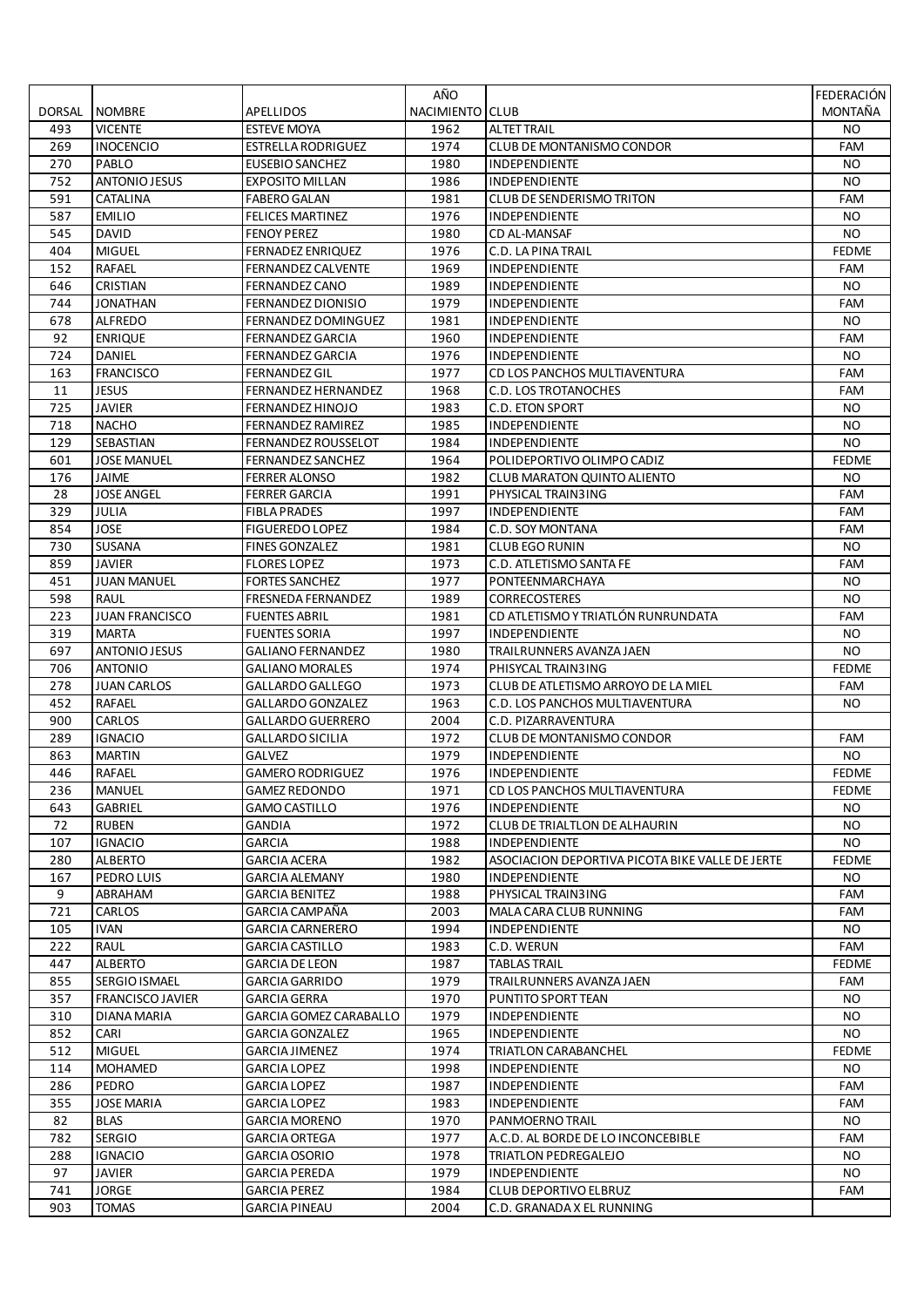| DORSAL | NOMBRE | APELLIDOS | AÑO NACIMIENTO | CLUB | FEDERACIÓN MONTAÑA |
|---|---|---|---|---|---|
| 493 | VICENTE | ESTEVE MOYA | 1962 | ALTET TRAIL | NO |
| 269 | INOCENCIO | ESTRELLA RODRIGUEZ | 1974 | CLUB DE MONTANISMO CONDOR | FAM |
| 270 | PABLO | EUSEBIO SANCHEZ | 1980 | INDEPENDIENTE | NO |
| 752 | ANTONIO JESUS | EXPOSITO MILLAN | 1986 | INDEPENDIENTE | NO |
| 591 | CATALINA | FABERO GALAN | 1981 | CLUB DE SENDERISMO TRITON | FAM |
| 587 | EMILIO | FELICES MARTINEZ | 1976 | INDEPENDIENTE | NO |
| 545 | DAVID | FENOY PEREZ | 1980 | CD AL-MANSAF | NO |
| 404 | MIGUEL | FERNADEZ ENRIQUEZ | 1976 | C.D. LA PINA TRAIL | FEDME |
| 152 | RAFAEL | FERNANDEZ CALVENTE | 1969 | INDEPENDIENTE | FAM |
| 646 | CRISTIAN | FERNANDEZ CANO | 1989 | INDEPENDIENTE | NO |
| 744 | JONATHAN | FERNANDEZ DIONISIO | 1979 | INDEPENDIENTE | FAM |
| 678 | ALFREDO | FERNANDEZ DOMINGUEZ | 1981 | INDEPENDIENTE | NO |
| 92 | ENRIQUE | FERNANDEZ GARCIA | 1960 | INDEPENDIENTE | FAM |
| 724 | DANIEL | FERNANDEZ GARCIA | 1976 | INDEPENDIENTE | NO |
| 163 | FRANCISCO | FERNANDEZ GIL | 1977 | CD LOS PANCHOS MULTIAVENTURA | FAM |
| 11 | JESUS | FERNANDEZ HERNANDEZ | 1968 | C.D. LOS TROTANOCHES | FAM |
| 725 | JAVIER | FERNANDEZ HINOJO | 1983 | C.D. ETON SPORT | NO |
| 718 | NACHO | FERNANDEZ RAMIREZ | 1985 | INDEPENDIENTE | NO |
| 129 | SEBASTIAN | FERNANDEZ ROUSSELOT | 1984 | INDEPENDIENTE | NO |
| 601 | JOSE MANUEL | FERNANDEZ SANCHEZ | 1964 | POLIDEPORTIVO OLIMPO CADIZ | FEDME |
| 176 | JAIME | FERRER ALONSO | 1982 | CLUB MARATON QUINTO ALIENTO | NO |
| 28 | JOSE ANGEL | FERRER GARCIA | 1991 | PHYSICAL TRAIN3ING | FAM |
| 329 | JULIA | FIBLA PRADES | 1997 | INDEPENDIENTE | FAM |
| 854 | JOSE | FIGUEREDO LOPEZ | 1984 | C.D. SOY MONTANA | FAM |
| 730 | SUSANA | FINES GONZALEZ | 1981 | CLUB EGO RUNIN | NO |
| 859 | JAVIER | FLORES LOPEZ | 1973 | C.D. ATLETISMO SANTA FE | FAM |
| 451 | JUAN MANUEL | FORTES SANCHEZ | 1977 | PONTEENMARCHAYA | NO |
| 598 | RAUL | FRESNEDA FERNANDEZ | 1989 | CORRECOSTERES | NO |
| 223 | JUAN FRANCISCO | FUENTES ABRIL | 1981 | CD ATLETISMO Y TRIATLÓN RUNRUNDATA | FAM |
| 319 | MARTA | FUENTES SORIA | 1997 | INDEPENDIENTE | NO |
| 697 | ANTONIO JESUS | GALIANO FERNANDEZ | 1980 | TRAILRUNNERS AVANZA JAEN | NO |
| 706 | ANTONIO | GALIANO MORALES | 1974 | PHISYCAL TRAIN3ING | FEDME |
| 278 | JUAN CARLOS | GALLARDO GALLEGO | 1973 | CLUB DE ATLETISMO ARROYO DE LA MIEL | FAM |
| 452 | RAFAEL | GALLARDO GONZALEZ | 1963 | C.D. LOS PANCHOS MULTIAVENTURA | NO |
| 900 | CARLOS | GALLARDO GUERRERO | 2004 | C.D. PIZARRAVENTURA | |
| 289 | IGNACIO | GALLARDO SICILIA | 1972 | CLUB DE MONTANISMO CONDOR | FAM |
| 863 | MARTIN | GALVEZ | 1979 | INDEPENDIENTE | NO |
| 446 | RAFAEL | GAMERO RODRIGUEZ | 1976 | INDEPENDIENTE | FEDME |
| 236 | MANUEL | GAMEZ REDONDO | 1971 | CD LOS PANCHOS MULTIAVENTURA | FEDME |
| 643 | GABRIEL | GAMO CASTILLO | 1976 | INDEPENDIENTE | NO |
| 72 | RUBEN | GANDIA | 1972 | CLUB DE TRIALTLON DE ALHAURIN | NO |
| 107 | IGNACIO | GARCIA | 1988 | INDEPENDIENTE | NO |
| 280 | ALBERTO | GARCIA ACERA | 1982 | ASOCIACION DEPORTIVA PICOTA BIKE VALLE DE JERTE | FEDME |
| 167 | PEDRO LUIS | GARCIA ALEMANY | 1980 | INDEPENDIENTE | NO |
| 9 | ABRAHAM | GARCIA BENITEZ | 1988 | PHYSICAL TRAIN3ING | FAM |
| 721 | CARLOS | GARCIA CAMPAÑA | 2003 | MALA CARA CLUB RUNNING | FAM |
| 105 | IVAN | GARCIA CARNERERO | 1994 | INDEPENDIENTE | NO |
| 222 | RAUL | GARCIA CASTILLO | 1983 | C.D. WERUN | FAM |
| 447 | ALBERTO | GARCIA DE LEON | 1987 | TABLAS TRAIL | FEDME |
| 855 | SERGIO ISMAEL | GARCIA GARRIDO | 1979 | TRAILRUNNERS AVANZA JAEN | FAM |
| 357 | FRANCISCO JAVIER | GARCIA GERRA | 1970 | PUNTITO SPORT TEAN | NO |
| 310 | DIANA MARIA | GARCIA GOMEZ CARABALLO | 1979 | INDEPENDIENTE | NO |
| 852 | CARI | GARCIA GONZALEZ | 1965 | INDEPENDIENTE | NO |
| 512 | MIGUEL | GARCIA JIMENEZ | 1974 | TRIATLON CARABANCHEL | FEDME |
| 114 | MOHAMED | GARCIA LOPEZ | 1998 | INDEPENDIENTE | NO |
| 286 | PEDRO | GARCIA LOPEZ | 1987 | INDEPENDIENTE | FAM |
| 355 | JOSE MARIA | GARCIA LOPEZ | 1983 | INDEPENDIENTE | FAM |
| 82 | BLAS | GARCIA MORENO | 1970 | PANMOERNO TRAIL | NO |
| 782 | SERGIO | GARCIA ORTEGA | 1977 | A.C.D. AL BORDE DE LO INCONCEBIBLE | FAM |
| 288 | IGNACIO | GARCIA OSORIO | 1978 | TRIATLON PEDREGALEJO | NO |
| 97 | JAVIER | GARCIA PEREDA | 1979 | INDEPENDIENTE | NO |
| 741 | JORGE | GARCIA PEREZ | 1984 | CLUB DEPORTIVO ELBRUZ | FAM |
| 903 | TOMAS | GARCIA PINEAU | 2004 | C.D. GRANADA X EL RUNNING | |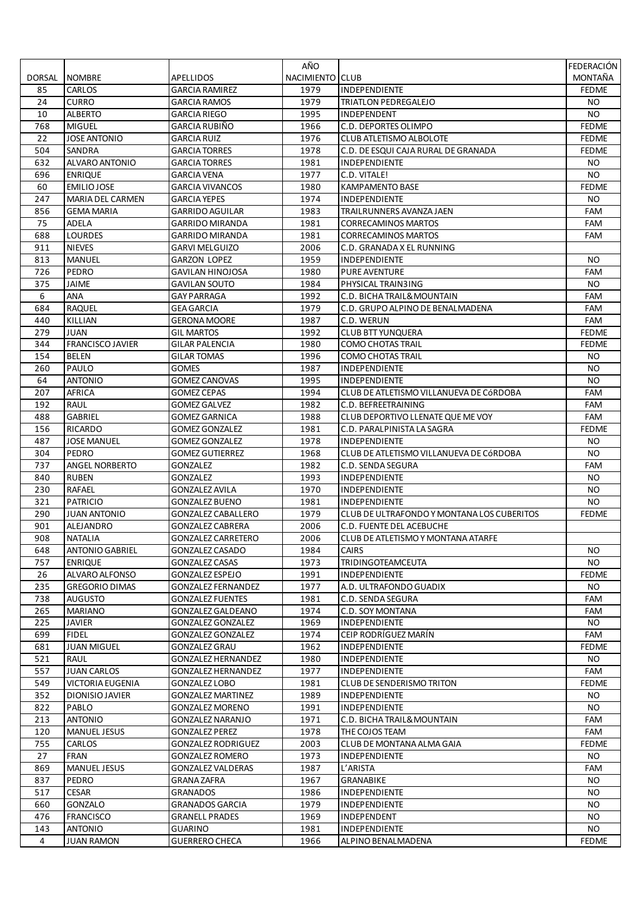| DORSAL | NOMBRE | APELLIDOS | AÑO NACIMIENTO | CLUB | FEDERACIÓN MONTAÑA |
|---|---|---|---|---|---|
| 85 | CARLOS | GARCIA RAMIREZ | 1979 | INDEPENDIENTE | FEDME |
| 24 | CURRO | GARCIA RAMOS | 1979 | TRIATLON PEDREGALEJO | NO |
| 10 | ALBERTO | GARCIA RIEGO | 1995 | INDEPENDENT | NO |
| 768 | MIGUEL | GARCIA RUBIÑO | 1966 | C.D. DEPORTES OLIMPO | FEDME |
| 22 | JOSE ANTONIO | GARCIA RUIZ | 1976 | CLUB ATLETISMO ALBOLOTE | FEDME |
| 504 | SANDRA | GARCIA TORRES | 1978 | C.D. DE ESQUI CAJA RURAL DE GRANADA | FEDME |
| 632 | ALVARO ANTONIO | GARCIA TORRES | 1981 | INDEPENDIENTE | NO |
| 696 | ENRIQUE | GARCIA VENA | 1977 | C.D. VITALE! | NO |
| 60 | EMILIO JOSE | GARCIA VIVANCOS | 1980 | KAMPAMENTO BASE | FEDME |
| 247 | MARIA DEL CARMEN | GARCIA YEPES | 1974 | INDEPENDIENTE | NO |
| 856 | GEMA MARIA | GARRIDO AGUILAR | 1983 | TRAILRUNNERS AVANZA JAEN | FAM |
| 75 | ADELA | GARRIDO MIRANDA | 1981 | CORRECAMINOS MARTOS | FAM |
| 688 | LOURDES | GARRIDO MIRANDA | 1981 | CORRECAMINOS MARTOS | FAM |
| 911 | NIEVES | GARVI MELGUIZO | 2006 | C.D. GRANADA X EL RUNNING | |
| 813 | MANUEL | GARZON LOPEZ | 1959 | INDEPENDIENTE | NO |
| 726 | PEDRO | GAVILAN HINOJOSA | 1980 | PURE AVENTURE | FAM |
| 375 | JAIME | GAVILAN SOUTO | 1984 | PHYSICAL TRAIN3ING | NO |
| 6 | ANA | GAY PARRAGA | 1992 | C.D. BICHA TRAIL&MOUNTAIN | FAM |
| 684 | RAQUEL | GEA GARCIA | 1979 | C.D. GRUPO ALPINO DE BENALMADENA | FAM |
| 440 | KILLIAN | GERONA MOORE | 1987 | C.D. WERUN | FAM |
| 279 | JUAN | GIL MARTOS | 1992 | CLUB BTT YUNQUERA | FEDME |
| 344 | FRANCISCO JAVIER | GILAR PALENCIA | 1980 | COMO CHOTAS TRAIL | FEDME |
| 154 | BELEN | GILAR TOMAS | 1996 | COMO CHOTAS TRAIL | NO |
| 260 | PAULO | GOMES | 1987 | INDEPENDIENTE | NO |
| 64 | ANTONIO | GOMEZ CANOVAS | 1995 | INDEPENDIENTE | NO |
| 207 | AFRICA | GOMEZ CEPAS | 1994 | CLUB DE ATLETISMO VILLANUEVA DE CóRDOBA | FAM |
| 192 | RAUL | GOMEZ GALVEZ | 1982 | C.D. BEFREETRAINING | FAM |
| 488 | GABRIEL | GOMEZ GARNICA | 1988 | CLUB DEPORTIVO LLENATE QUE ME VOY | FAM |
| 156 | RICARDO | GOMEZ GONZALEZ | 1981 | C.D. PARALPINISTA LA SAGRA | FEDME |
| 487 | JOSE MANUEL | GOMEZ GONZALEZ | 1978 | INDEPENDIENTE | NO |
| 304 | PEDRO | GOMEZ GUTIERREZ | 1968 | CLUB DE ATLETISMO VILLANUEVA DE CóRDOBA | NO |
| 737 | ANGEL NORBERTO | GONZALEZ | 1982 | C.D. SENDA SEGURA | FAM |
| 840 | RUBEN | GONZALEZ | 1993 | INDEPENDIENTE | NO |
| 230 | RAFAEL | GONZALEZ AVILA | 1970 | INDEPENDIENTE | NO |
| 321 | PATRICIO | GONZALEZ BUENO | 1981 | INDEPENDIENTE | NO |
| 290 | JUAN ANTONIO | GONZALEZ CABALLERO | 1979 | CLUB DE ULTRAFONDO Y MONTANA LOS CUBERITOS | FEDME |
| 901 | ALEJANDRO | GONZALEZ CABRERA | 2006 | C.D. FUENTE DEL ACEBUCHE | |
| 908 | NATALIA | GONZALEZ CARRETERO | 2006 | CLUB DE ATLETISMO Y MONTANA ATARFE | |
| 648 | ANTONIO GABRIEL | GONZALEZ CASADO | 1984 | CAIRS | NO |
| 757 | ENRIQUE | GONZALEZ CASAS | 1973 | TRIDINGOTEAMCEUTA | NO |
| 26 | ALVARO ALFONSO | GONZALEZ ESPEJO | 1991 | INDEPENDIENTE | FEDME |
| 235 | GREGORIO DIMAS | GONZALEZ FERNANDEZ | 1977 | A.D. ULTRAFONDO GUADIX | NO |
| 738 | AUGUSTO | GONZALEZ FUENTES | 1981 | C.D. SENDA SEGURA | FAM |
| 265 | MARIANO | GONZALEZ GALDEANO | 1974 | C.D. SOY MONTANA | FAM |
| 225 | JAVIER | GONZALEZ GONZALEZ | 1969 | INDEPENDIENTE | NO |
| 699 | FIDEL | GONZALEZ GONZALEZ | 1974 | CEIP RODRÍGUEZ MARÍN | FAM |
| 681 | JUAN MIGUEL | GONZALEZ GRAU | 1962 | INDEPENDIENTE | FEDME |
| 521 | RAUL | GONZALEZ HERNANDEZ | 1980 | INDEPENDIENTE | NO |
| 557 | JUAN CARLOS | GONZALEZ HERNANDEZ | 1977 | INDEPENDIENTE | FAM |
| 549 | VICTORIA EUGENIA | GONZALEZ LOBO | 1981 | CLUB DE SENDERISMO TRITON | FEDME |
| 352 | DIONISIO JAVIER | GONZALEZ MARTINEZ | 1989 | INDEPENDIENTE | NO |
| 822 | PABLO | GONZALEZ MORENO | 1991 | INDEPENDIENTE | NO |
| 213 | ANTONIO | GONZALEZ NARANJO | 1971 | C.D. BICHA TRAIL&MOUNTAIN | FAM |
| 120 | MANUEL JESUS | GONZALEZ PEREZ | 1978 | THE COJOS TEAM | FAM |
| 755 | CARLOS | GONZALEZ RODRIGUEZ | 2003 | CLUB DE MONTANA ALMA GAIA | FEDME |
| 27 | FRAN | GONZALEZ ROMERO | 1973 | INDEPENDIENTE | NO |
| 869 | MANUEL JESUS | GONZALEZ VALDERAS | 1987 | L'ARISTA | FAM |
| 837 | PEDRO | GRANA ZAFRA | 1967 | GRANABIKE | NO |
| 517 | CESAR | GRANADOS | 1986 | INDEPENDIENTE | NO |
| 660 | GONZALO | GRANADOS GARCIA | 1979 | INDEPENDIENTE | NO |
| 476 | FRANCISCO | GRANELL PRADES | 1969 | INDEPENDENT | NO |
| 143 | ANTONIO | GUARINO | 1981 | INDEPENDIENTE | NO |
| 4 | JUAN RAMON | GUERRERO CHECA | 1966 | ALPINO BENALMADENA | FEDME |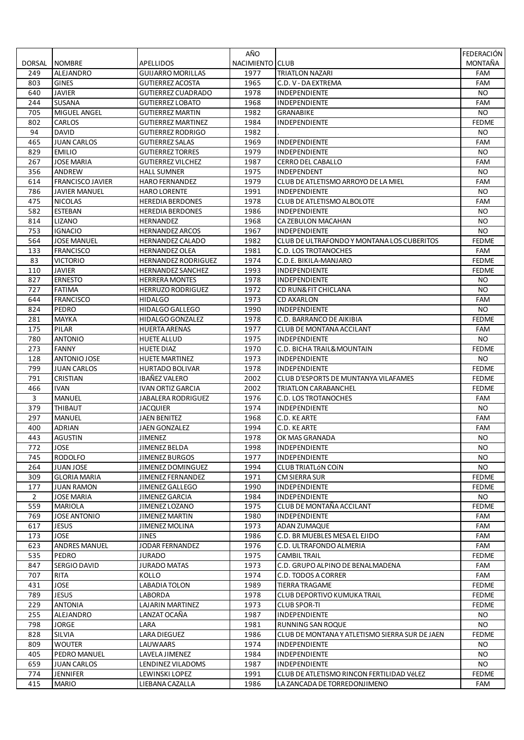| DORSAL | NOMBRE | APELLIDOS | AÑO NACIMIENTO | CLUB | FEDERACIÓN MONTAÑA |
|---|---|---|---|---|---|
| 249 | ALEJANDRO | GUIJARRO MORILLAS | 1977 | TRIATLON NAZARI | FAM |
| 803 | GINES | GUTIERREZ ACOSTA | 1965 | C.D. V - DA EXTREMA | FAM |
| 640 | JAVIER | GUTIERREZ CUADRADO | 1978 | INDEPENDIENTE | NO |
| 244 | SUSANA | GUTIERREZ LOBATO | 1968 | INDEPENDIENTE | FAM |
| 705 | MIGUEL ANGEL | GUTIERREZ MARTIN | 1982 | GRANABIKE | NO |
| 802 | CARLOS | GUTIERREZ MARTINEZ | 1984 | INDEPENDIENTE | FEDME |
| 94 | DAVID | GUTIERREZ RODRIGO | 1982 | . | NO |
| 465 | JUAN CARLOS | GUTIERREZ SALAS | 1969 | INDEPENDIENTE | FAM |
| 829 | EMILIO | GUTIERREZ TORRES | 1979 | INDEPENDIENTE | NO |
| 267 | JOSE MARIA | GUTIERREZ VILCHEZ | 1987 | CERRO DEL CABALLO | FAM |
| 356 | ANDREW | HALL SUMNER | 1975 | INDEPENDENT | NO |
| 614 | FRANCISCO JAVIER | HARO FERNANDEZ | 1979 | CLUB DE ATLETISMO ARROYO DE LA MIEL | FAM |
| 786 | JAVIER MANUEL | HARO LORENTE | 1991 | INDEPENDIENTE | NO |
| 475 | NICOLAS | HEREDIA BERDONES | 1978 | CLUB DE ATLETISMO ALBOLOTE | FAM |
| 582 | ESTEBAN | HEREDIA BERDONES | 1986 | INDEPENDIENTE | NO |
| 814 | LIZANO | HERNANDEZ | 1968 | CA ZEBULON MACAHAN | NO |
| 753 | IGNACIO | HERNANDEZ ARCOS | 1967 | INDEPENDIENTE | NO |
| 564 | JOSE MANUEL | HERNANDEZ CALADO | 1982 | CLUB DE ULTRAFONDO Y MONTANA LOS CUBERITOS | FEDME |
| 133 | FRANCISCO | HERNANDEZ OLEA | 1981 | C.D. LOS TROTANOCHES | FAM |
| 83 | VICTORIO | HERNANDEZ RODRIGUEZ | 1974 | C.D.E. BIKILA-MANJARO | FEDME |
| 110 | JAVIER | HERNANDEZ SANCHEZ | 1993 | INDEPENDIENTE | FEDME |
| 827 | ERNESTO | HERRERA MONTES | 1978 | INDEPENDIENTE | NO |
| 727 | FATIMA | HERRUZO RODRIGUEZ | 1972 | CD RUN&FIT CHICLANA | NO |
| 644 | FRANCISCO | HIDALGO | 1973 | CD AXARLON | FAM |
| 824 | PEDRO | HIDALGO GALLEGO | 1990 | INDEPENDIENTE | NO |
| 281 | MAYKA | HIDALGO GONZALEZ | 1978 | C.D. BARRANCO DE AIKIBIA | FEDME |
| 175 | PILAR | HUERTA ARENAS | 1977 | CLUB DE MONTANA ACCILANT | FAM |
| 780 | ANTONIO | HUETE ALLUD | 1975 | INDEPENDIENTE | NO |
| 273 | FANNY | HUETE DIAZ | 1970 | C.D. BICHA TRAIL&MOUNTAIN | FEDME |
| 128 | ANTONIO JOSE | HUETE MARTINEZ | 1973 | INDEPENDIENTE | NO |
| 799 | JUAN CARLOS | HURTADO BOLIVAR | 1978 | INDEPENDIENTE | FEDME |
| 791 | CRISTIAN | IBAÑEZ VALERO | 2002 | CLUB D'ESPORTS DE MUNTANYA VILAFAMES | FEDME |
| 466 | IVAN | IVAN ORTIZ GARCIA | 2002 | TRIATLON CARABANCHEL | FEDME |
| 3 | MANUEL | JABALERA RODRIGUEZ | 1976 | C.D. LOS TROTANOCHES | FAM |
| 379 | THIBAUT | JACQUIER | 1974 | INDEPENDIENTE | NO |
| 297 | MANUEL | JAEN BENITEZ | 1968 | C.D. KE ARTE | FAM |
| 400 | ADRIAN | JAEN GONZALEZ | 1994 | C.D. KE ARTE | FAM |
| 443 | AGUSTIN | JIMENEZ | 1978 | OK MAS GRANADA | NO |
| 772 | JOSE | JIMENEZ BELDA | 1998 | INDEPENDIENTE | NO |
| 745 | RODOLFO | JIMENEZ BURGOS | 1977 | INDEPENDIENTE | NO |
| 264 | JUAN JOSE | JIMENEZ DOMINGUEZ | 1994 | CLUB TRIATLóN COíN | NO |
| 309 | GLORIA MARIA | JIMENEZ FERNANDEZ | 1971 | CM SIERRA SUR | FEDME |
| 177 | JUAN RAMON | JIMENEZ GALLEGO | 1990 | INDEPENDIENTE | FEDME |
| 2 | JOSE MARIA | JIMENEZ GARCIA | 1984 | INDEPENDIENTE | NO |
| 559 | MARIOLA | JIMENEZ LOZANO | 1975 | CLUB DE MONTAÑA ACCILANT | FEDME |
| 769 | JOSE ANTONIO | JIMENEZ MARTIN | 1980 | INDEPENDIENTE | FAM |
| 617 | JESUS | JIMENEZ MOLINA | 1973 | ADAN ZUMAQUE | FAM |
| 173 | JOSE | JINES | 1986 | C.D. BR MUEBLES MESA EL EJIDO | FAM |
| 623 | ANDRES MANUEL | JODAR FERNANDEZ | 1976 | C.D. ULTRAFONDO ALMERIA | FAM |
| 535 | PEDRO | JURADO | 1975 | CAMBIL TRAIL | FEDME |
| 847 | SERGIO DAVID | JURADO MATAS | 1973 | C.D. GRUPO ALPINO DE BENALMADENA | FAM |
| 707 | RITA | KOLLO | 1974 | C.D. TODOS A CORRER | FAM |
| 431 | JOSE | LABADIA TOLON | 1989 | TIERRA TRAGAME | FEDME |
| 789 | JESUS | LABORDA | 1978 | CLUB DEPORTIVO KUMUKA TRAIL | FEDME |
| 229 | ANTONIA | LAJARIN MARTINEZ | 1973 | CLUB SPOR-TI | FEDME |
| 255 | ALEJANDRO | LANZAT OCAÑA | 1987 | INDEPENDIENTE | NO |
| 798 | JORGE | LARA | 1981 | RUNNING SAN ROQUE | NO |
| 828 | SILVIA | LARA DIEGUEZ | 1986 | CLUB DE MONTANA Y ATLETISMO SIERRA SUR DE JAEN | FEDME |
| 809 | WOUTER | LAUWAARS | 1974 | INDEPENDIENTE | NO |
| 405 | PEDRO MANUEL | LAVELA JIMENEZ | 1984 | INDEPENDIENTE | NO |
| 659 | JUAN CARLOS | LENDINEZ VILADOMS | 1987 | INDEPENDIENTE | NO |
| 774 | JENNIFER | LEWINSKI LOPEZ | 1991 | CLUB DE ATLETISMO RINCON FERTILIDAD VéLEZ | FEDME |
| 415 | MARIO | LIEBANA CAZALLA | 1986 | LA ZANCADA DE TORREDONJIMENO | FAM |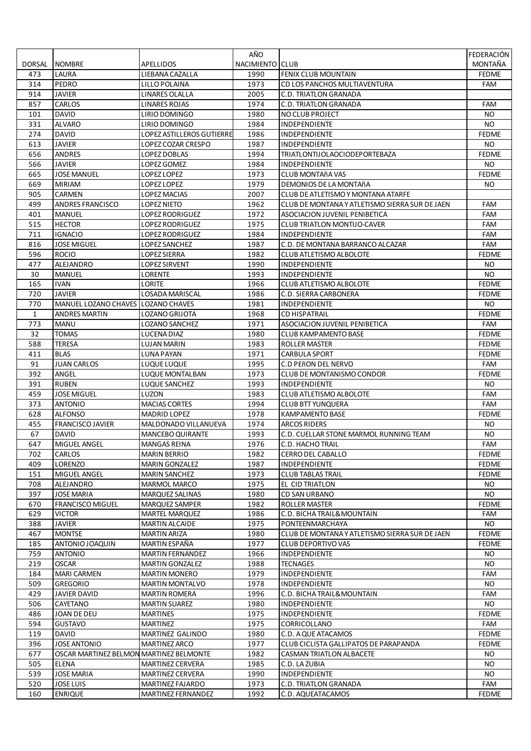| DORSAL | NOMBRE | APELLIDOS | AÑO NACIMIENTO | CLUB | FEDERACIÓN MONTAÑA |
|---|---|---|---|---|---|
| 473 | LAURA | LIEBANA CAZALLA | 1990 | FENIX CLUB MOUNTAIN | FEDME |
| 314 | PEDRO | LILLO POLAINA | 1973 | CD LOS PANCHOS MULTIAVENTURA | FAM |
| 914 | JAVIER | LINARES OLALLA | 2005 | C.D. TRIATLON GRANADA | |
| 857 | CARLOS | LINARES ROJAS | 1974 | C.D. TRIATLON GRANADA | FAM |
| 101 | DAVID | LIRIO DOMINGO | 1980 | NO CLUB PROJECT | NO |
| 331 | ALVARO | LIRIO DOMINGO | 1984 | INDEPENDIENTE | NO |
| 274 | DAVID | LOPEZ ASTILLEROS GUTIERRE | 1986 | INDEPENDIENTE | FEDME |
| 613 | JAVIER | LOPEZ COZAR CRESPO | 1987 | INDEPENDIENTE | NO |
| 656 | ANDRES | LOPEZ DOBLAS | 1994 | TRIATLONTIJOLAOCIODEPORTEBAZA | FEDME |
| 566 | JAVIER | LOPEZ GOMEZ | 1984 | INDEPENDIENTE | NO |
| 665 | JOSE MANUEL | LOPEZ LOPEZ | 1973 | CLUB MONTAñA VAS | FEDME |
| 669 | MIRIAM | LOPEZ LOPEZ | 1979 | DEMONIOS DE LA MONTAñA | NO |
| 905 | CARMEN | LOPEZ MACIAS | 2007 | CLUB DE ATLETISMO Y MONTANA ATARFE | |
| 499 | ANDRES FRANCISCO | LOPEZ NIETO | 1962 | CLUB DE MONTANA Y ATLETISMO SIERRA SUR DE JAEN | FAM |
| 401 | MANUEL | LOPEZ RODRIGUEZ | 1972 | ASOCIACION JUVENIL PENIBETICA | FAM |
| 515 | HECTOR | LOPEZ RODRIGUEZ | 1975 | CLUB TRIATLON MONTIJO-CAVER | FAM |
| 711 | IGNACIO | LOPEZ RODRIGUEZ | 1984 | INDEPENDIENTE | FAM |
| 816 | JOSE MIGUEL | LOPEZ SANCHEZ | 1987 | C.D. DE MONTANA BARRANCO ALCAZAR | FAM |
| 596 | ROCIO | LOPEZ SIERRA | 1982 | CLUB ATLETISMO ALBOLOTE | FEDME |
| 477 | ALEJANDRO | LOPEZ SIRVENT | 1990 | INDEPENDIENTE | NO |
| 30 | MANUEL | LORENTE | 1993 | INDEPENDIENTE | NO |
| 165 | IVAN | LORITE | 1966 | CLUB ATLETISMO ALBOLOTE | FEDME |
| 720 | JAVIER | LOSADA MARISCAL | 1986 | C.D. SIERRA CARBONERA | FEDME |
| 770 | MANUEL LOZANO CHAVES | LOZANO CHAVES | 1981 | INDEPENDIENTE | NO |
| 1 | ANDRES MARTIN | LOZANO GRIJOTA | 1968 | CD HISPATRAIL | FEDME |
| 773 | MANU | LOZANO SANCHEZ | 1971 | ASOCIACION JUVENIL PENIBETICA | FAM |
| 32 | TOMAS | LUCENA DIAZ | 1980 | CLUB KAMPAMENTO BASE | FEDME |
| 588 | TERESA | LUJAN MARIN | 1983 | ROLLER MASTER | FEDME |
| 411 | BLAS | LUNA PAYAN | 1971 | CARBULA SPORT | FEDME |
| 91 | JUAN CARLOS | LUQUE LUQUE | 1995 | C.D PEñON DEL NERVO | FAM |
| 392 | ANGEL | LUQUE MONTALBAN | 1973 | CLUB DE MONTANISMO CONDOR | FEDME |
| 391 | RUBEN | LUQUE SANCHEZ | 1993 | INDEPENDIENTE | NO |
| 459 | JOSE MIGUEL | LUZON | 1983 | CLUB ATLETISMO ALBOLOTE | FAM |
| 373 | ANTONIO | MACIAS CORTES | 1994 | CLUB BTT YUNQUERA | FAM |
| 628 | ALFONSO | MADRID LOPEZ | 1978 | KAMPAMENTO BASE | FEDME |
| 455 | FRANCISCO JAVIER | MALDONADO VILLANUEVA | 1974 | ARCOS RIDERS | NO |
| 67 | DAVID | MANCEBO QUIRANTE | 1993 | C.D. CUELLAR STONE MARMOL RUNNING TEAM | NO |
| 647 | MIGUEL ANGEL | MANGAS REINA | 1976 | C.D. HACHO TRAIL | FAM |
| 702 | CARLOS | MARIN BERRIO | 1982 | CERRO DEL CABALLO | FEDME |
| 409 | LORENZO | MARIN GONZALEZ | 1987 | INDEPENDIENTE | FEDME |
| 151 | MIGUEL ANGEL | MARIN SANCHEZ | 1973 | CLUB TABLAS TRAIL | FEDME |
| 708 | ALEJANDRO | MARMOL MARCO | 1975 | EL CID TRIATLON | NO |
| 397 | JOSE MARIA | MARQUEZ SALINAS | 1980 | CD SAN URBANO | NO |
| 670 | FRANCISCO MIGUEL | MARQUEZ SAMPER | 1982 | ROLLER MASTER | FEDME |
| 629 | VICTOR | MARTEL MARQUEZ | 1986 | C.D. BICHA TRAIL&MOUNTAIN | FAM |
| 388 | JAVIER | MARTIN ALCAIDE | 1975 | PONTEENMARCHAYA | NO |
| 467 | MONTSE | MARTIN ARIZA | 1980 | CLUB DE MONTANA Y ATLETISMO SIERRA SUR DE JAEN | FEDME |
| 185 | ANTONIO JOAQUIN | MARTIN ESPAÑA | 1977 | CLUB DEPORTIVO VAS | FEDME |
| 759 | ANTONIO | MARTIN FERNANDEZ | 1966 | INDEPENDIENTE | NO |
| 219 | OSCAR | MARTIN GONZALEZ | 1988 | TECNAGES | NO |
| 184 | MARI CARMEN | MARTIN MONERO | 1979 | INDEPENDIENTE | FAM |
| 509 | GREGORIO | MARTIN MONTALVO | 1978 | INDEPENDIENTE | NO |
| 429 | JAVIER DAVID | MARTIN ROMERA | 1996 | C.D. BICHA TRAIL&MOUNTAIN | FAM |
| 506 | CAYETANO | MARTIN SUAREZ | 1980 | INDEPENDIENTE | NO |
| 486 | JOAN DE DEU | MARTINES | 1975 | INDEPENDIENTE | FEDME |
| 594 | GUSTAVO | MARTINEZ | 1975 | CORRICOLLANO | FAM |
| 119 | DAVID | MARTINEZ GALINDO | 1980 | C.D. A QUE ATACAMOS | FEDME |
| 396 | JOSE ANTONIO | MARTINEZ ARCO | 1977 | CLUB CICLISTA GALLIPATOS DE PARAPANDA | FEDME |
| 677 | OSCAR MARTINEZ BELMON | MARTINEZ BELMONTE | 1982 | CASMAN TRIATLON ALBACETE | NO |
| 505 | ELENA | MARTINEZ CERVERA | 1985 | C.D. LA ZUBIA | NO |
| 539 | JOSE MARIA | MARTINEZ CERVERA | 1990 | INDEPENDIENTE | NO |
| 520 | JOSE LUIS | MARTINEZ FAJARDO | 1973 | C.D. TRIATLON GRANADA | FAM |
| 160 | ENRIQUE | MARTINEZ FERNANDEZ | 1992 | C.D. AQUEATACAMOS | FEDME |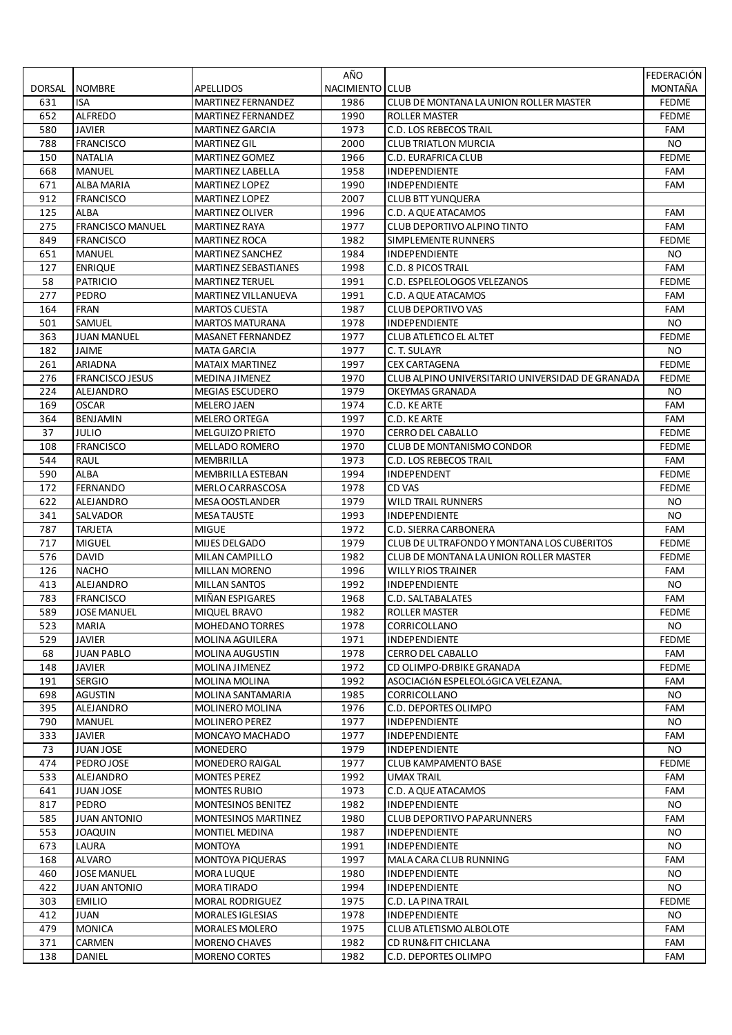| DORSAL | NOMBRE | APELLIDOS | AÑO NACIMIENTO | CLUB | FEDERACIÓN MONTAÑA |
|---|---|---|---|---|---|
| 631 | ISA | MARTINEZ FERNANDEZ | 1986 | CLUB DE MONTANA LA UNION ROLLER MASTER | FEDME |
| 652 | ALFREDO | MARTINEZ FERNANDEZ | 1990 | ROLLER MASTER | FEDME |
| 580 | JAVIER | MARTINEZ GARCIA | 1973 | C.D. LOS REBECOS TRAIL | FAM |
| 788 | FRANCISCO | MARTINEZ GIL | 2000 | CLUB TRIATLON MURCIA | NO |
| 150 | NATALIA | MARTINEZ GOMEZ | 1966 | C.D. EURAFRICA CLUB | FEDME |
| 668 | MANUEL | MARTINEZ LABELLA | 1958 | INDEPENDIENTE | FAM |
| 671 | ALBA MARIA | MARTINEZ LOPEZ | 1990 | INDEPENDIENTE | FAM |
| 912 | FRANCISCO | MARTINEZ LOPEZ | 2007 | CLUB BTT YUNQUERA | |
| 125 | ALBA | MARTINEZ OLIVER | 1996 | C.D. A QUE ATACAMOS | FAM |
| 275 | FRANCISCO MANUEL | MARTINEZ RAYA | 1977 | CLUB DEPORTIVO ALPINO TINTO | FAM |
| 849 | FRANCISCO | MARTINEZ ROCA | 1982 | SIMPLEMENTE RUNNERS | FEDME |
| 651 | MANUEL | MARTINEZ SANCHEZ | 1984 | INDEPENDIENTE | NO |
| 127 | ENRIQUE | MARTINEZ SEBASTIANES | 1998 | C.D. 8 PICOS TRAIL | FAM |
| 58 | PATRICIO | MARTINEZ TERUEL | 1991 | C.D. ESPELEOLOGOS VELEZANOS | FEDME |
| 277 | PEDRO | MARTINEZ VILLANUEVA | 1991 | C.D. A QUE ATACAMOS | FAM |
| 164 | FRAN | MARTOS CUESTA | 1987 | CLUB DEPORTIVO VAS | FAM |
| 501 | SAMUEL | MARTOS MATURANA | 1978 | INDEPENDIENTE | NO |
| 363 | JUAN MANUEL | MASANET FERNANDEZ | 1977 | CLUB ATLETICO EL ALTET | FEDME |
| 182 | JAIME | MATA GARCIA | 1977 | C. T. SULAYR | NO |
| 261 | ARIADNA | MATAIX MARTINEZ | 1997 | CEX CARTAGENA | FEDME |
| 276 | FRANCISCO JESUS | MEDINA JIMENEZ | 1970 | CLUB ALPINO UNIVERSITARIO UNIVERSIDAD DE GRANADA | FEDME |
| 224 | ALEJANDRO | MEGIAS ESCUDERO | 1979 | OKEYMAS GRANADA | NO |
| 169 | OSCAR | MELERO JAEN | 1974 | C.D. KE ARTE | FAM |
| 364 | BENJAMIN | MELERO ORTEGA | 1997 | C.D. KE ARTE | FAM |
| 37 | JULIO | MELGUIZO PRIETO | 1970 | CERRO DEL CABALLO | FEDME |
| 108 | FRANCISCO | MELLADO ROMERO | 1970 | CLUB DE MONTANISMO CONDOR | FEDME |
| 544 | RAUL | MEMBRILLA | 1973 | C.D. LOS REBECOS TRAIL | FAM |
| 590 | ALBA | MEMBRILLA ESTEBAN | 1994 | INDEPENDENT | FEDME |
| 172 | FERNANDO | MERLO CARRASCOSA | 1978 | CD VAS | FEDME |
| 622 | ALEJANDRO | MESA OOSTLANDER | 1979 | WILD TRAIL RUNNERS | NO |
| 341 | SALVADOR | MESA TAUSTE | 1993 | INDEPENDIENTE | NO |
| 787 | TARJETA | MIGUE | 1972 | C.D. SIERRA CARBONERA | FAM |
| 717 | MIGUEL | MIJES DELGADO | 1979 | CLUB DE ULTRAFONDO Y MONTANA LOS CUBERITOS | FEDME |
| 576 | DAVID | MILAN CAMPILLO | 1982 | CLUB DE MONTANA LA UNION ROLLER MASTER | FEDME |
| 126 | NACHO | MILLAN MORENO | 1996 | WILLY RIOS TRAINER | FAM |
| 413 | ALEJANDRO | MILLAN SANTOS | 1992 | INDEPENDIENTE | NO |
| 783 | FRANCISCO | MIÑAN ESPIGARES | 1968 | C.D. SALTABALATES | FAM |
| 589 | JOSE MANUEL | MIQUEL BRAVO | 1982 | ROLLER MASTER | FEDME |
| 523 | MARIA | MOHEDANO TORRES | 1978 | CORRICOLLANO | NO |
| 529 | JAVIER | MOLINA AGUILERA | 1971 | INDEPENDIENTE | FEDME |
| 68 | JUAN PABLO | MOLINA AUGUSTIN | 1978 | CERRO DEL CABALLO | FAM |
| 148 | JAVIER | MOLINA JIMENEZ | 1972 | CD OLIMPO-DRBIKE GRANADA | FEDME |
| 191 | SERGIO | MOLINA MOLINA | 1992 | ASOCIACIóN ESPELEOLóGICA VELEZANA. | FAM |
| 698 | AGUSTIN | MOLINA SANTAMARIA | 1985 | CORRICOLLANO | NO |
| 395 | ALEJANDRO | MOLINERO MOLINA | 1976 | C.D. DEPORTES OLIMPO | FAM |
| 790 | MANUEL | MOLINERO PEREZ | 1977 | INDEPENDIENTE | NO |
| 333 | JAVIER | MONCAYO MACHADO | 1977 | INDEPENDIENTE | FAM |
| 73 | JUAN JOSE | MONEDERO | 1979 | INDEPENDIENTE | NO |
| 474 | PEDRO JOSE | MONEDERO RAIGAL | 1977 | CLUB KAMPAMENTO BASE | FEDME |
| 533 | ALEJANDRO | MONTES PEREZ | 1992 | UMAX TRAIL | FAM |
| 641 | JUAN JOSE | MONTES RUBIO | 1973 | C.D. A QUE ATACAMOS | FAM |
| 817 | PEDRO | MONTESINOS BENITEZ | 1982 | INDEPENDIENTE | NO |
| 585 | JUAN ANTONIO | MONTESINOS MARTINEZ | 1980 | CLUB DEPORTIVO PAPARUNNERS | FAM |
| 553 | JOAQUIN | MONTIEL MEDINA | 1987 | INDEPENDIENTE | NO |
| 673 | LAURA | MONTOYA | 1991 | INDEPENDIENTE | NO |
| 168 | ALVARO | MONTOYA PIQUERAS | 1997 | MALA CARA CLUB RUNNING | FAM |
| 460 | JOSE MANUEL | MORA LUQUE | 1980 | INDEPENDIENTE | NO |
| 422 | JUAN ANTONIO | MORA TIRADO | 1994 | INDEPENDIENTE | NO |
| 303 | EMILIO | MORAL RODRIGUEZ | 1975 | C.D. LA PINA TRAIL | FEDME |
| 412 | JUAN | MORALES IGLESIAS | 1978 | INDEPENDIENTE | NO |
| 479 | MONICA | MORALES MOLERO | 1975 | CLUB ATLETISMO ALBOLOTE | FAM |
| 371 | CARMEN | MORENO CHAVES | 1982 | CD RUN&FIT CHICLANA | FAM |
| 138 | DANIEL | MORENO CORTES | 1982 | C.D. DEPORTES OLIMPO | FAM |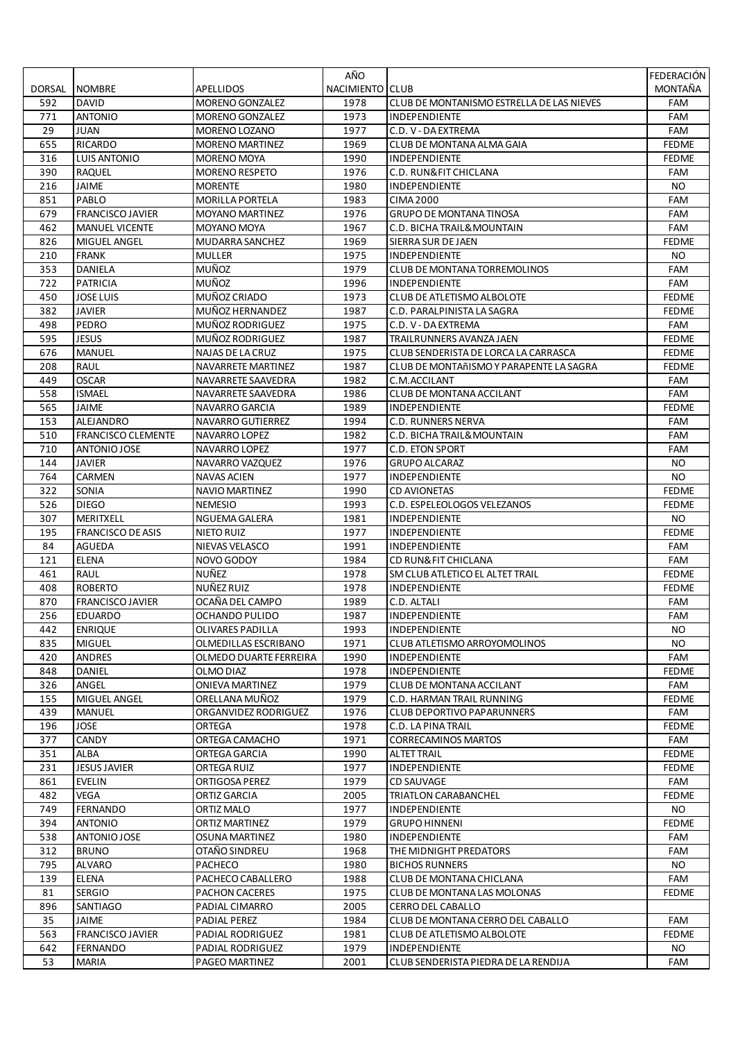| DORSAL | NOMBRE | APELLIDOS | AÑO NACIMIENTO | CLUB | FEDERACIÓN MONTAÑA |
|---|---|---|---|---|---|
| 592 | DAVID | MORENO GONZALEZ | 1978 | CLUB DE MONTANISMO ESTRELLA DE LAS NIEVES | FAM |
| 771 | ANTONIO | MORENO GONZALEZ | 1973 | INDEPENDIENTE | FAM |
| 29 | JUAN | MORENO LOZANO | 1977 | C.D. V - DA EXTREMA | FAM |
| 655 | RICARDO | MORENO MARTINEZ | 1969 | CLUB DE MONTANA ALMA GAIA | FEDME |
| 316 | LUIS ANTONIO | MORENO MOYA | 1990 | INDEPENDIENTE | FEDME |
| 390 | RAQUEL | MORENO RESPETO | 1976 | C.D. RUN&FIT CHICLANA | FAM |
| 216 | JAIME | MORENTE | 1980 | INDEPENDIENTE | NO |
| 851 | PABLO | MORILLA PORTELA | 1983 | CIMA 2000 | FAM |
| 679 | FRANCISCO JAVIER | MOYANO MARTINEZ | 1976 | GRUPO DE MONTANA TINOSA | FAM |
| 462 | MANUEL VICENTE | MOYANO MOYA | 1967 | C.D. BICHA TRAIL&MOUNTAIN | FAM |
| 826 | MIGUEL ANGEL | MUDARRA SANCHEZ | 1969 | SIERRA SUR DE JAEN | FEDME |
| 210 | FRANK | MULLER | 1975 | INDEPENDIENTE | NO |
| 353 | DANIELA | MUÑOZ | 1979 | CLUB DE MONTANA TORREMOLINOS | FAM |
| 722 | PATRICIA | MUÑOZ | 1996 | INDEPENDIENTE | FAM |
| 450 | JOSE LUIS | MUÑOZ CRIADO | 1973 | CLUB DE ATLETISMO ALBOLOTE | FEDME |
| 382 | JAVIER | MUÑOZ HERNANDEZ | 1987 | C.D. PARALPINISTA LA SAGRA | FEDME |
| 498 | PEDRO | MUÑOZ RODRIGUEZ | 1975 | C.D. V - DA EXTREMA | FAM |
| 595 | JESUS | MUÑOZ RODRIGUEZ | 1987 | TRAILRUNNERS AVANZA JAEN | FEDME |
| 676 | MANUEL | NAJAS DE LA CRUZ | 1975 | CLUB SENDERISTA DE LORCA LA CARRASCA | FEDME |
| 208 | RAUL | NAVARRETE MARTINEZ | 1987 | CLUB DE MONTAñISMO Y PARAPENTE LA SAGRA | FEDME |
| 449 | OSCAR | NAVARRETE SAAVEDRA | 1982 | C.M.ACCILANT | FAM |
| 558 | ISMAEL | NAVARRETE SAAVEDRA | 1986 | CLUB DE MONTANA ACCILANT | FAM |
| 565 | JAIME | NAVARRO GARCIA | 1989 | INDEPENDIENTE | FEDME |
| 153 | ALEJANDRO | NAVARRO GUTIERREZ | 1994 | C.D. RUNNERS NERVA | FAM |
| 510 | FRANCISCO CLEMENTE | NAVARRO LOPEZ | 1982 | C.D. BICHA TRAIL&MOUNTAIN | FAM |
| 710 | ANTONIO JOSE | NAVARRO LOPEZ | 1977 | C.D. ETON SPORT | FAM |
| 144 | JAVIER | NAVARRO VAZQUEZ | 1976 | GRUPO ALCARAZ | NO |
| 764 | CARMEN | NAVAS ACIEN | 1977 | INDEPENDIENTE | NO |
| 322 | SONIA | NAVIO MARTINEZ | 1990 | CD AVIONETAS | FEDME |
| 526 | DIEGO | NEMESIO | 1993 | C.D. ESPELEOLOGOS VELEZANOS | FEDME |
| 307 | MERITXELL | NGUEMA GALERA | 1981 | INDEPENDIENTE | NO |
| 195 | FRANCISCO DE ASIS | NIETO RUIZ | 1977 | INDEPENDIENTE | FEDME |
| 84 | AGUEDA | NIEVAS VELASCO | 1991 | INDEPENDIENTE | FAM |
| 121 | ELENA | NOVO GODOY | 1984 | CD RUN&FIT CHICLANA | FAM |
| 461 | RAUL | NUÑEZ | 1978 | SM CLUB ATLETICO EL ALTET TRAIL | FEDME |
| 408 | ROBERTO | NUÑEZ RUIZ | 1978 | INDEPENDIENTE | FEDME |
| 870 | FRANCISCO JAVIER | OCAÑA DEL CAMPO | 1989 | C.D. ALTALI | FAM |
| 256 | EDUARDO | OCHANDO PULIDO | 1987 | INDEPENDIENTE | FAM |
| 442 | ENRIQUE | OLIVARES PADILLA | 1993 | INDEPENDIENTE | NO |
| 835 | MIGUEL | OLMEDILLAS ESCRIBANO | 1971 | CLUB ATLETISMO ARROYOMOLINOS | NO |
| 420 | ANDRES | OLMEDO DUARTE FERREIRA | 1990 | INDEPENDIENTE | FAM |
| 848 | DANIEL | OLMO DIAZ | 1978 | INDEPENDIENTE | FEDME |
| 326 | ANGEL | ONIEVA MARTINEZ | 1979 | CLUB DE MONTANA ACCILANT | FAM |
| 155 | MIGUEL ANGEL | ORELLANA MUÑOZ | 1979 | C.D. HARMAN TRAIL RUNNING | FEDME |
| 439 | MANUEL | ORGANVIDEZ RODRIGUEZ | 1976 | CLUB DEPORTIVO PAPARUNNERS | FAM |
| 196 | JOSE | ORTEGA | 1978 | C.D. LA PINA TRAIL | FEDME |
| 377 | CANDY | ORTEGA CAMACHO | 1971 | CORRECAMINOS MARTOS | FAM |
| 351 | ALBA | ORTEGA GARCIA | 1990 | ALTET TRAIL | FEDME |
| 231 | JESUS JAVIER | ORTEGA RUIZ | 1977 | INDEPENDIENTE | FEDME |
| 861 | EVELIN | ORTIGOSA PEREZ | 1979 | CD SAUVAGE | FAM |
| 482 | VEGA | ORTIZ GARCIA | 2005 | TRIATLON CARABANCHEL | FEDME |
| 749 | FERNANDO | ORTIZ MALO | 1977 | INDEPENDIENTE | NO |
| 394 | ANTONIO | ORTIZ MARTINEZ | 1979 | GRUPO HINNENI | FEDME |
| 538 | ANTONIO JOSE | OSUNA MARTINEZ | 1980 | INDEPENDIENTE | FAM |
| 312 | BRUNO | OTAÑO SINDREU | 1968 | THE MIDNIGHT PREDATORS | FAM |
| 795 | ALVARO | PACHECO | 1980 | BICHOS RUNNERS | NO |
| 139 | ELENA | PACHECO CABALLERO | 1988 | CLUB DE MONTANA CHICLANA | FAM |
| 81 | SERGIO | PACHON CACERES | 1975 | CLUB DE MONTANA LAS MOLONAS | FEDME |
| 896 | SANTIAGO | PADIAL CIMARRO | 2005 | CERRO DEL CABALLO | |
| 35 | JAIME | PADIAL PEREZ | 1984 | CLUB DE MONTANA CERRO DEL CABALLO | FAM |
| 563 | FRANCISCO JAVIER | PADIAL RODRIGUEZ | 1981 | CLUB DE ATLETISMO ALBOLOTE | FEDME |
| 642 | FERNANDO | PADIAL RODRIGUEZ | 1979 | INDEPENDIENTE | NO |
| 53 | MARIA | PAGEO MARTINEZ | 2001 | CLUB SENDERISTA PIEDRA DE LA RENDIJA | FAM |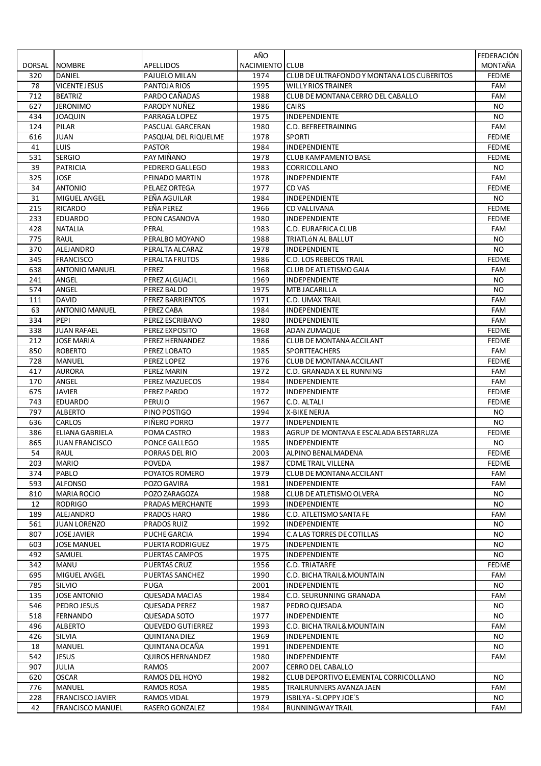| DORSAL | NOMBRE | APELLIDOS | AÑO NACIMIENTO | CLUB | FEDERACIÓN MONTAÑA |
|---|---|---|---|---|---|
| 320 | DANIEL | PAJUELO MILAN | 1974 | CLUB DE ULTRAFONDO Y MONTANA LOS CUBERITOS | FEDME |
| 78 | VICENTE JESUS | PANTOJA RIOS | 1995 | WILLY RIOS TRAINER | FAM |
| 712 | BEATRIZ | PARDO CAÑADAS | 1988 | CLUB DE MONTANA CERRO DEL CABALLO | FAM |
| 627 | JERONIMO | PARODY NUÑEZ | 1986 | CAIRS | NO |
| 434 | JOAQUIN | PARRAGA LOPEZ | 1975 | INDEPENDIENTE | NO |
| 124 | PILAR | PASCUAL GARCERAN | 1980 | C.D. BEFREETRAINING | FAM |
| 616 | JUAN | PASQUAL DEL RIQUELME | 1978 | SPORTI | FEDME |
| 41 | LUIS | PASTOR | 1984 | INDEPENDIENTE | FEDME |
| 531 | SERGIO | PAY MIÑANO | 1978 | CLUB KAMPAMENTO BASE | FEDME |
| 39 | PATRICIA | PEDRERO GALLEGO | 1983 | CORRICOLLANO | NO |
| 325 | JOSE | PEINADO MARTIN | 1978 | INDEPENDIENTE | FAM |
| 34 | ANTONIO | PELAEZ ORTEGA | 1977 | CD VAS | FEDME |
| 31 | MIGUEL ANGEL | PEÑA AGUILAR | 1984 | INDEPENDIENTE | NO |
| 215 | RICARDO | PEÑA PEREZ | 1966 | CD VALLIVANA | FEDME |
| 233 | EDUARDO | PEON CASANOVA | 1980 | INDEPENDIENTE | FEDME |
| 428 | NATALIA | PERAL | 1983 | C.D. EURAFRICA CLUB | FAM |
| 775 | RAUL | PERALBO MOYANO | 1988 | TRIATLóN AL BALLUT | NO |
| 370 | ALEJANDRO | PERALTA ALCARAZ | 1978 | INDEPENDIENTE | NO |
| 345 | FRANCISCO | PERALTA FRUTOS | 1986 | C.D. LOS REBECOS TRAIL | FEDME |
| 638 | ANTONIO MANUEL | PEREZ | 1968 | CLUB DE ATLETISMO GAIA | FAM |
| 241 | ANGEL | PEREZ ALGUACIL | 1969 | INDEPENDIENTE | NO |
| 574 | ANGEL | PEREZ BALDO | 1975 | MTB JACARILLA | NO |
| 111 | DAVID | PEREZ BARRIENTOS | 1971 | C.D. UMAX TRAIL | FAM |
| 63 | ANTONIO MANUEL | PEREZ CABA | 1984 | INDEPENDIENTE | FAM |
| 334 | PEPI | PEREZ ESCRIBANO | 1980 | INDEPENDIENTE | FAM |
| 338 | JUAN RAFAEL | PEREZ EXPOSITO | 1968 | ADAN ZUMAQUE | FEDME |
| 212 | JOSE MARIA | PEREZ HERNANDEZ | 1986 | CLUB DE MONTANA ACCILANT | FEDME |
| 850 | ROBERTO | PEREZ LOBATO | 1985 | SPORTTEACHERS | FAM |
| 728 | MANUEL | PEREZ LOPEZ | 1976 | CLUB DE MONTANA ACCILANT | FEDME |
| 417 | AURORA | PEREZ MARIN | 1972 | C.D. GRANADA X EL RUNNING | FAM |
| 170 | ANGEL | PEREZ MAZUECOS | 1984 | INDEPENDIENTE | FAM |
| 675 | JAVIER | PEREZ PARDO | 1972 | INDEPENDIENTE | FEDME |
| 743 | EDUARDO | PERUJO | 1967 | C.D. ALTALI | FEDME |
| 797 | ALBERTO | PINO POSTIGO | 1994 | X-BIKE NERJA | NO |
| 636 | CARLOS | PIÑERO PORRO | 1977 | INDEPENDIENTE | NO |
| 386 | ELIANA GABRIELA | POMA CASTRO | 1983 | AGRUP DE MONTANA E ESCALADA BESTARRUZA | FEDME |
| 865 | JUAN FRANCISCO | PONCE GALLEGO | 1985 | INDEPENDIENTE | NO |
| 54 | RAUL | PORRAS DEL RIO | 2003 | ALPINO BENALMADENA | FEDME |
| 203 | MARIO | POVEDA | 1987 | CDME TRAIL VILLENA | FEDME |
| 374 | PABLO | POYATOS ROMERO | 1979 | CLUB DE MONTANA ACCILANT | FAM |
| 593 | ALFONSO | POZO GAVIRA | 1981 | INDEPENDIENTE | FAM |
| 810 | MARIA ROCIO | POZO ZARAGOZA | 1988 | CLUB DE ATLETISMO OLVERA | NO |
| 12 | RODRIGO | PRADAS MERCHANTE | 1993 | INDEPENDIENTE | NO |
| 189 | ALEJANDRO | PRADOS HARO | 1986 | C.D. ATLETISMO SANTA FE | FAM |
| 561 | JUAN LORENZO | PRADOS RUIZ | 1992 | INDEPENDIENTE | NO |
| 807 | JOSE JAVIER | PUCHE GARCIA | 1994 | C.A LAS TORRES DE COTILLAS | NO |
| 603 | JOSE MANUEL | PUERTA RODRIGUEZ | 1975 | INDEPENDIENTE | NO |
| 492 | SAMUEL | PUERTAS CAMPOS | 1975 | INDEPENDIENTE | NO |
| 342 | MANU | PUERTAS CRUZ | 1956 | C.D. TRIATARFE | FEDME |
| 695 | MIGUEL ANGEL | PUERTAS SANCHEZ | 1990 | C.D. BICHA TRAIL&MOUNTAIN | FAM |
| 785 | SILVIO | PUGA | 2001 | INDEPENDIENTE | NO |
| 135 | JOSE ANTONIO | QUESADA MACIAS | 1984 | C.D. SEURUNNING GRANADA | FAM |
| 546 | PEDRO JESUS | QUESADA PEREZ | 1987 | PEDRO QUESADA | NO |
| 518 | FERNANDO | QUESADA SOTO | 1977 | INDEPENDIENTE | NO |
| 496 | ALBERTO | QUEVEDO GUTIERREZ | 1993 | C.D. BICHA TRAIL&MOUNTAIN | FAM |
| 426 | SILVIA | QUINTANA DIEZ | 1969 | INDEPENDIENTE | NO |
| 18 | MANUEL | QUINTANA OCAÑA | 1991 | INDEPENDIENTE | NO |
| 542 | JESUS | QUIROS HERNANDEZ | 1980 | INDEPENDIENTE | FAM |
| 907 | JULIA | RAMOS | 2007 | CERRO DEL CABALLO | |
| 620 | OSCAR | RAMOS DEL HOYO | 1982 | CLUB DEPORTIVO ELEMENTAL CORRICOLLANO | NO |
| 776 | MANUEL | RAMOS ROSA | 1985 | TRAILRUNNERS AVANZA JAEN | FAM |
| 228 | FRANCISCO JAVIER | RAMOS VIDAL | 1979 | ISBILYA - SLOPPY JOE´S | NO |
| 42 | FRANCISCO MANUEL | RASERO GONZALEZ | 1984 | RUNNINGWAY TRAIL | FAM |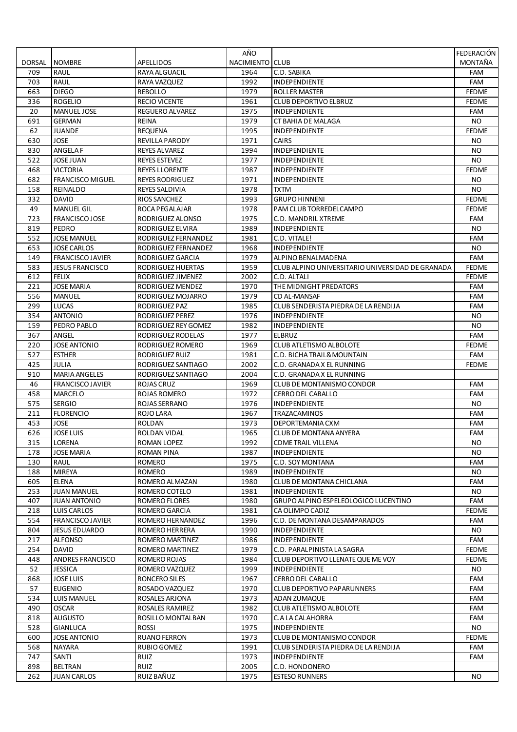| DORSAL | NOMBRE | APELLIDOS | AÑO NACIMIENTO | CLUB | FEDERACIÓN MONTAÑA |
|---|---|---|---|---|---|
| 709 | RAUL | RAYA ALGUACIL | 1964 | C.D. SABIKA | FAM |
| 703 | RAUL | RAYA VAZQUEZ | 1992 | INDEPENDIENTE | FAM |
| 663 | DIEGO | REBOLLO | 1979 | ROLLER MASTER | FEDME |
| 336 | ROGELIO | RECIO VICENTE | 1961 | CLUB DEPORTIVO ELBRUZ | FEDME |
| 20 | MANUEL JOSE | REGUERO ALVAREZ | 1975 | INDEPENDIENTE | FAM |
| 691 | GERMAN | REINA | 1979 | CT BAHIA DE MALAGA | NO |
| 62 | JUANDE | REQUENA | 1995 | INDEPENDIENTE | FEDME |
| 630 | JOSE | REVILLA PARODY | 1971 | CAIRS | NO |
| 830 | ANGELA F | REYES ALVAREZ | 1994 | INDEPENDIENTE | NO |
| 522 | JOSE JUAN | REYES ESTEVEZ | 1977 | INDEPENDIENTE | NO |
| 468 | VICTORIA | REYES LLORENTE | 1987 | INDEPENDIENTE | FEDME |
| 682 | FRANCISCO MIGUEL | REYES RODRIGUEZ | 1971 | INDEPENDIENTE | NO |
| 158 | REINALDO | REYES SALDIVIA | 1978 | TXTM | NO |
| 332 | DAVID | RIOS SANCHEZ | 1993 | GRUPO HINNENI | FEDME |
| 49 | MANUEL GIL | ROCA PEGALAJAR | 1978 | PAM CLUB TORREDELCAMPO | FEDME |
| 723 | FRANCISCO JOSE | RODRIGUEZ ALONSO | 1975 | C.D. MANDRIL XTREME | FAM |
| 819 | PEDRO | RODRIGUEZ ELVIRA | 1989 | INDEPENDIENTE | NO |
| 552 | JOSE MANUEL | RODRIGUEZ FERNANDEZ | 1981 | C.D. VITALE! | FAM |
| 653 | JOSE CARLOS | RODRIGUEZ FERNANDEZ | 1968 | INDEPENDIENTE | NO |
| 149 | FRANCISCO JAVIER | RODRIGUEZ GARCIA | 1979 | ALPINO BENALMADENA | FAM |
| 583 | JESUS FRANCISCO | RODRIGUEZ HUERTAS | 1959 | CLUB ALPINO UNIVERSITARIO UNIVERSIDAD DE GRANADA | FEDME |
| 612 | FELIX | RODRIGUEZ JIMENEZ | 2002 | C.D. ALTALI | FEDME |
| 221 | JOSE MARIA | RODRIGUEZ MENDEZ | 1970 | THE MIDNIGHT PREDATORS | FAM |
| 556 | MANUEL | RODRIGUEZ MOJARRO | 1979 | CD AL-MANSAF | FAM |
| 299 | LUCAS | RODRIGUEZ PAZ | 1985 | CLUB SENDERISTA PIEDRA DE LA RENDIJA | FAM |
| 354 | ANTONIO | RODRIGUEZ PEREZ | 1976 | INDEPENDIENTE | NO |
| 159 | PEDRO PABLO | RODRIGUEZ REY GOMEZ | 1982 | INDEPENDIENTE | NO |
| 367 | ANGEL | RODRIGUEZ RODELAS | 1977 | ELBRUZ | FAM |
| 220 | JOSE ANTONIO | RODRIGUEZ ROMERO | 1969 | CLUB ATLETISMO ALBOLOTE | FEDME |
| 527 | ESTHER | RODRIGUEZ RUIZ | 1981 | C.D. BICHA TRAIL&MOUNTAIN | FAM |
| 425 | JULIA | RODRIGUEZ SANTIAGO | 2002 | C.D. GRANADA X EL RUNNING | FEDME |
| 910 | MARIA ANGELES | RODRIGUEZ SANTIAGO | 2004 | C.D. GRANADA X EL RUNNING | |
| 46 | FRANCISCO JAVIER | ROJAS CRUZ | 1969 | CLUB DE MONTANISMO CONDOR | FAM |
| 458 | MARCELO | ROJAS ROMERO | 1972 | CERRO DEL CABALLO | FAM |
| 575 | SERGIO | ROJAS SERRANO | 1976 | INDEPENDIENTE | NO |
| 211 | FLORENCIO | ROJO LARA | 1967 | TRAZACAMINOS | FAM |
| 453 | JOSE | ROLDAN | 1973 | DEPORTEMANIA CXM | FAM |
| 626 | JOSE LUIS | ROLDAN VIDAL | 1965 | CLUB DE MONTANA ANYERA | FAM |
| 315 | LORENA | ROMAN LOPEZ | 1992 | CDME TRAIL VILLENA | NO |
| 178 | JOSE MARIA | ROMAN PINA | 1987 | INDEPENDIENTE | NO |
| 130 | RAUL | ROMERO | 1975 | C.D. SOY MONTANA | FAM |
| 188 | MIREYA | ROMERO | 1989 | INDEPENDIENTE | NO |
| 605 | ELENA | ROMERO ALMAZAN | 1980 | CLUB DE MONTANA CHICLANA | FAM |
| 253 | JUAN MANUEL | ROMERO COTELO | 1981 | INDEPENDIENTE | NO |
| 407 | JUAN ANTONIO | ROMERO FLORES | 1980 | GRUPO ALPINO ESPELEOLOGICO LUCENTINO | FAM |
| 218 | LUIS CARLOS | ROMERO GARCIA | 1981 | CA OLIMPO CADIZ | FEDME |
| 554 | FRANCISCO JAVIER | ROMERO HERNANDEZ | 1996 | C.D. DE MONTANA DESAMPARADOS | FAM |
| 804 | JESUS EDUARDO | ROMERO HERRERA | 1990 | INDEPENDIENTE | NO |
| 217 | ALFONSO | ROMERO MARTINEZ | 1986 | INDEPENDIENTE | FAM |
| 254 | DAVID | ROMERO MARTINEZ | 1979 | C.D. PARALPINISTA LA SAGRA | FEDME |
| 448 | ANDRES FRANCISCO | ROMERO ROJAS | 1984 | CLUB DEPORTIVO LLENATE QUE ME VOY | FEDME |
| 52 | JESSICA | ROMERO VAZQUEZ | 1999 | INDEPENDIENTE | NO |
| 868 | JOSE LUIS | RONCERO SILES | 1967 | CERRO DEL CABALLO | FAM |
| 57 | EUGENIO | ROSADO VAZQUEZ | 1970 | CLUB DEPORTIVO PAPARUNNERS | FAM |
| 534 | LUIS MANUEL | ROSALES ARJONA | 1973 | ADAN ZUMAQUE | FAM |
| 490 | OSCAR | ROSALES RAMIREZ | 1982 | CLUB ATLETISMO ALBOLOTE | FAM |
| 818 | AUGUSTO | ROSILLO MONTALBAN | 1970 | C.A LA CALAHORRA | FAM |
| 528 | GIANLUCA | ROSSI | 1975 | INDEPENDIENTE | NO |
| 600 | JOSE ANTONIO | RUANO FERRON | 1973 | CLUB DE MONTANISMO CONDOR | FEDME |
| 568 | NAYARA | RUBIO GOMEZ | 1991 | CLUB SENDERISTA PIEDRA DE LA RENDIJA | FAM |
| 747 | SANTI | RUIZ | 1973 | INDEPENDIENTE | FAM |
| 898 | BELTRAN | RUIZ | 2005 | C.D. HONDONERO | |
| 262 | JUAN CARLOS | RUIZ BAÑUZ | 1975 | ESTESO RUNNERS | NO |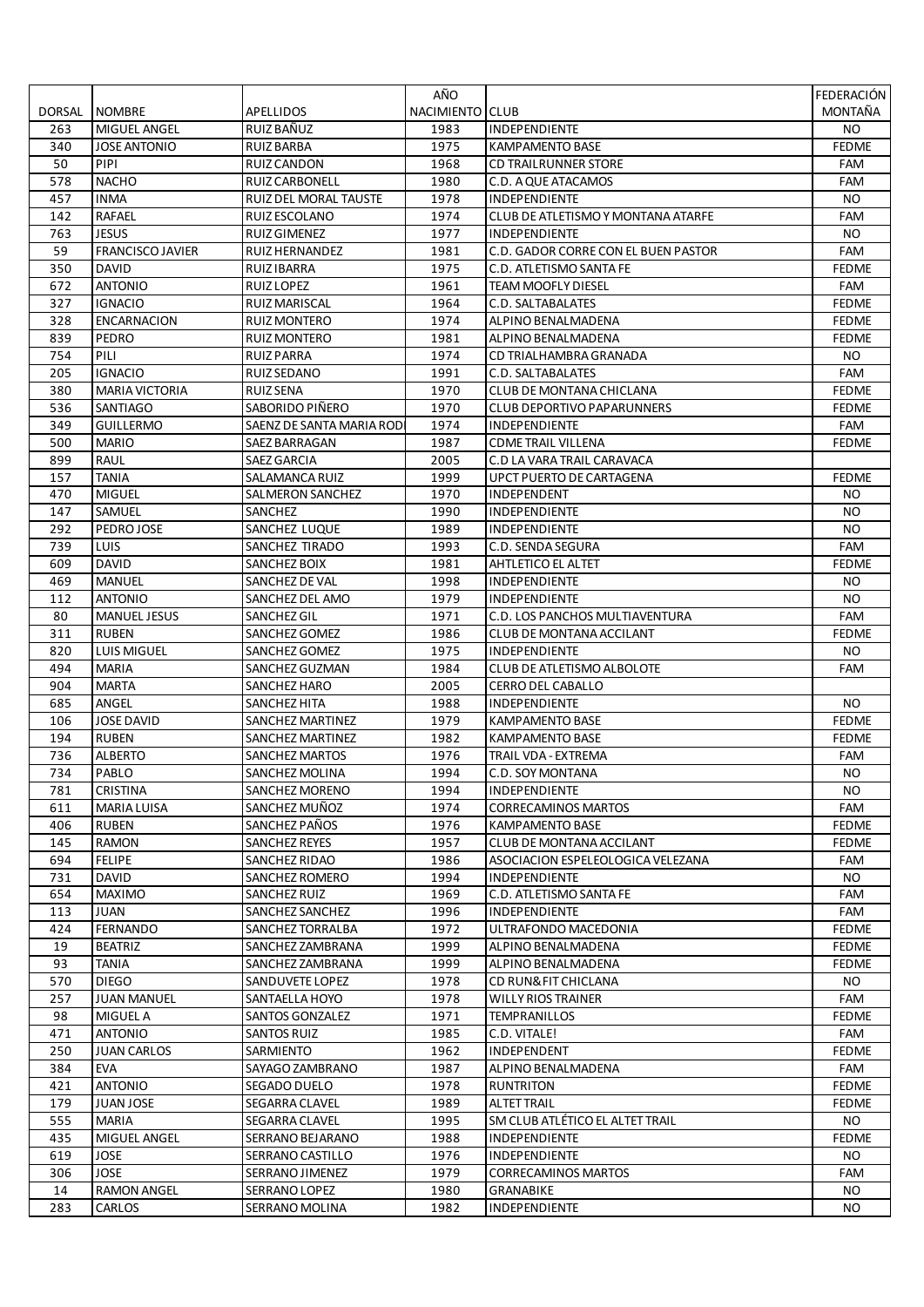| DORSAL | NOMBRE | APELLIDOS | AÑO NACIMIENTO | CLUB | FEDERACIÓN MONTAÑA |
|---|---|---|---|---|---|
| 263 | MIGUEL ANGEL | RUIZ BAÑUZ | 1983 | INDEPENDIENTE | NO |
| 340 | JOSE ANTONIO | RUIZ BARBA | 1975 | KAMPAMENTO BASE | FEDME |
| 50 | PIPI | RUIZ CANDON | 1968 | CD TRAILRUNNER STORE | FAM |
| 578 | NACHO | RUIZ CARBONELL | 1980 | C.D. A QUE ATACAMOS | FAM |
| 457 | INMA | RUIZ DEL MORAL TAUSTE | 1978 | INDEPENDIENTE | NO |
| 142 | RAFAEL | RUIZ ESCOLANO | 1974 | CLUB DE ATLETISMO Y MONTANA ATARFE | FAM |
| 763 | JESUS | RUIZ GIMENEZ | 1977 | INDEPENDIENTE | NO |
| 59 | FRANCISCO JAVIER | RUIZ HERNANDEZ | 1981 | C.D. GADOR CORRE CON EL BUEN PASTOR | FAM |
| 350 | DAVID | RUIZ IBARRA | 1975 | C.D. ATLETISMO SANTA FE | FEDME |
| 672 | ANTONIO | RUIZ LOPEZ | 1961 | TEAM MOOFLY DIESEL | FAM |
| 327 | IGNACIO | RUIZ MARISCAL | 1964 | C.D. SALTABALATES | FEDME |
| 328 | ENCARNACION | RUIZ MONTERO | 1974 | ALPINO BENALMADENA | FEDME |
| 839 | PEDRO | RUIZ MONTERO | 1981 | ALPINO BENALMADENA | FEDME |
| 754 | PILI | RUIZ PARRA | 1974 | CD TRIALHAMBRA GRANADA | NO |
| 205 | IGNACIO | RUIZ SEDANO | 1991 | C.D. SALTABALATES | FAM |
| 380 | MARIA VICTORIA | RUIZ SENA | 1970 | CLUB DE MONTANA CHICLANA | FEDME |
| 536 | SANTIAGO | SABORIDO PIÑERO | 1970 | CLUB DEPORTIVO PAPARUNNERS | FEDME |
| 349 | GUILLERMO | SAENZ DE SANTA MARIA ROD | 1974 | INDEPENDIENTE | FAM |
| 500 | MARIO | SAEZ BARRAGAN | 1987 | CDME TRAIL VILLENA | FEDME |
| 899 | RAUL | SAEZ GARCIA | 2005 | C.D LA VARA TRAIL CARAVACA | |
| 157 | TANIA | SALAMANCA RUIZ | 1999 | UPCT PUERTO DE CARTAGENA | FEDME |
| 470 | MIGUEL | SALMERON SANCHEZ | 1970 | INDEPENDENT | NO |
| 147 | SAMUEL | SANCHEZ | 1990 | INDEPENDIENTE | NO |
| 292 | PEDRO JOSE | SANCHEZ LUQUE | 1989 | INDEPENDIENTE | NO |
| 739 | LUIS | SANCHEZ TIRADO | 1993 | C.D. SENDA SEGURA | FAM |
| 609 | DAVID | SANCHEZ BOIX | 1981 | AHTLETICO EL ALTET | FEDME |
| 469 | MANUEL | SANCHEZ DE VAL | 1998 | INDEPENDIENTE | NO |
| 112 | ANTONIO | SANCHEZ DEL AMO | 1979 | INDEPENDIENTE | NO |
| 80 | MANUEL JESUS | SANCHEZ GIL | 1971 | C.D. LOS PANCHOS MULTIAVENTURA | FAM |
| 311 | RUBEN | SANCHEZ GOMEZ | 1986 | CLUB DE MONTANA ACCILANT | FEDME |
| 820 | LUIS MIGUEL | SANCHEZ GOMEZ | 1975 | INDEPENDIENTE | NO |
| 494 | MARIA | SANCHEZ GUZMAN | 1984 | CLUB DE ATLETISMO ALBOLOTE | FAM |
| 904 | MARTA | SANCHEZ HARO | 2005 | CERRO DEL CABALLO | |
| 685 | ANGEL | SANCHEZ HITA | 1988 | INDEPENDIENTE | NO |
| 106 | JOSE DAVID | SANCHEZ MARTINEZ | 1979 | KAMPAMENTO BASE | FEDME |
| 194 | RUBEN | SANCHEZ MARTINEZ | 1982 | KAMPAMENTO BASE | FEDME |
| 736 | ALBERTO | SANCHEZ MARTOS | 1976 | TRAIL VDA - EXTREMA | FAM |
| 734 | PABLO | SANCHEZ MOLINA | 1994 | C.D. SOY MONTANA | NO |
| 781 | CRISTINA | SANCHEZ MORENO | 1994 | INDEPENDIENTE | NO |
| 611 | MARIA LUISA | SANCHEZ MUÑOZ | 1974 | CORRECAMINOS MARTOS | FAM |
| 406 | RUBEN | SANCHEZ PAÑOS | 1976 | KAMPAMENTO BASE | FEDME |
| 145 | RAMON | SANCHEZ REYES | 1957 | CLUB DE MONTANA ACCILANT | FEDME |
| 694 | FELIPE | SANCHEZ RIDAO | 1986 | ASOCIACION ESPELEOLOGICA VELEZANA | FAM |
| 731 | DAVID | SANCHEZ ROMERO | 1994 | INDEPENDIENTE | NO |
| 654 | MAXIMO | SANCHEZ RUIZ | 1969 | C.D. ATLETISMO SANTA FE | FAM |
| 113 | JUAN | SANCHEZ SANCHEZ | 1996 | INDEPENDIENTE | FAM |
| 424 | FERNANDO | SANCHEZ TORRALBA | 1972 | ULTRAFONDO MACEDONIA | FEDME |
| 19 | BEATRIZ | SANCHEZ ZAMBRANA | 1999 | ALPINO BENALMADENA | FEDME |
| 93 | TANIA | SANCHEZ ZAMBRANA | 1999 | ALPINO BENALMADENA | FEDME |
| 570 | DIEGO | SANDUVETE LOPEZ | 1978 | CD RUN&FIT CHICLANA | NO |
| 257 | JUAN MANUEL | SANTAELLA HOYO | 1978 | WILLY RIOS TRAINER | FAM |
| 98 | MIGUEL A | SANTOS GONZALEZ | 1971 | TEMPRANILLOS | FEDME |
| 471 | ANTONIO | SANTOS RUIZ | 1985 | C.D. VITALE! | FAM |
| 250 | JUAN CARLOS | SARMIENTO | 1962 | INDEPENDENT | FEDME |
| 384 | EVA | SAYAGO ZAMBRANO | 1987 | ALPINO BENALMADENA | FAM |
| 421 | ANTONIO | SEGADO DUELO | 1978 | RUNTRITON | FEDME |
| 179 | JUAN JOSE | SEGARRA CLAVEL | 1989 | ALTET TRAIL | FEDME |
| 555 | MARIA | SEGARRA CLAVEL | 1995 | SM CLUB ATLÉTICO EL ALTET TRAIL | NO |
| 435 | MIGUEL ANGEL | SERRANO BEJARANO | 1988 | INDEPENDIENTE | FEDME |
| 619 | JOSE | SERRANO CASTILLO | 1976 | INDEPENDIENTE | NO |
| 306 | JOSE | SERRANO JIMENEZ | 1979 | CORRECAMINOS MARTOS | FAM |
| 14 | RAMON ANGEL | SERRANO LOPEZ | 1980 | GRANABIKE | NO |
| 283 | CARLOS | SERRANO MOLINA | 1982 | INDEPENDIENTE | NO |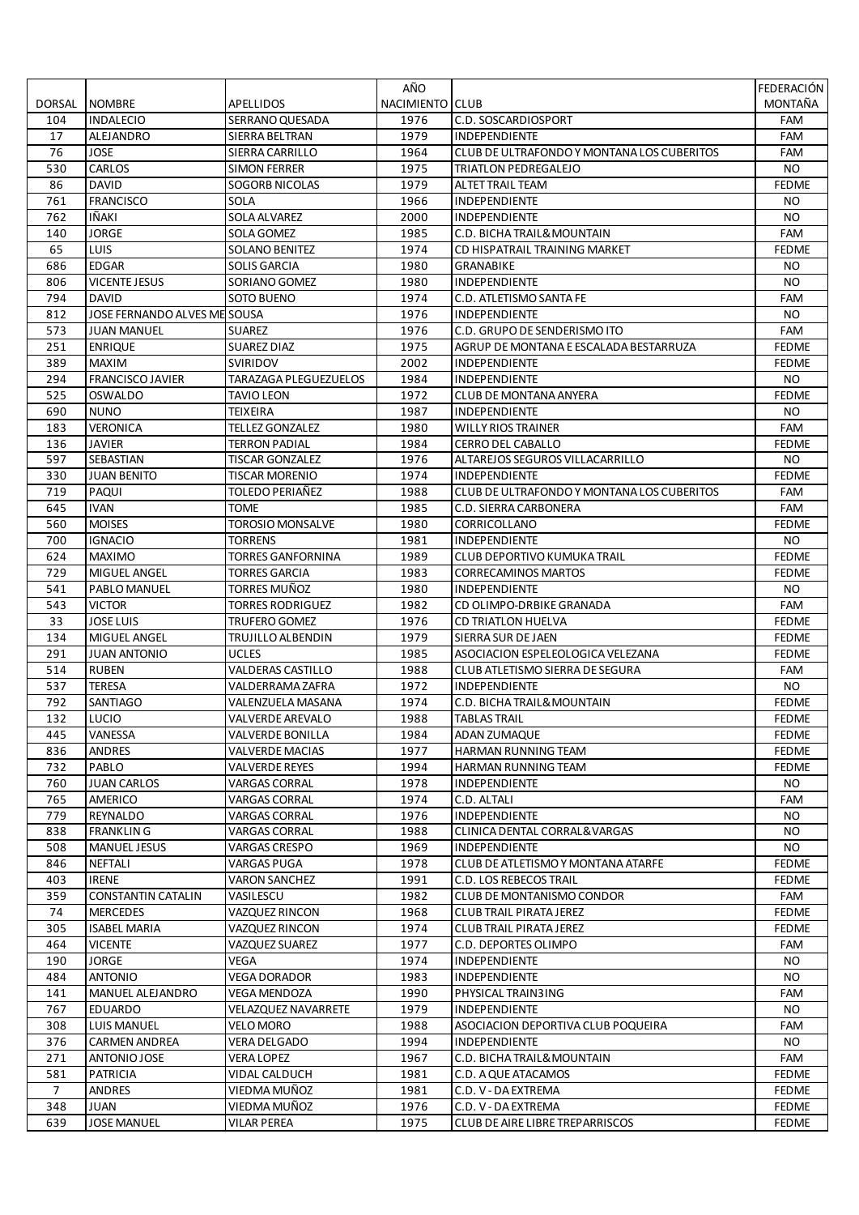| DORSAL | NOMBRE | APELLIDOS | AÑO NACIMIENTO | CLUB | FEDERACIÓN MONTAÑA |
|---|---|---|---|---|---|
| 104 | INDALECIO | SERRANO QUESADA | 1976 | C.D. SOSCARDIOSPORT | FAM |
| 17 | ALEJANDRO | SIERRA BELTRAN | 1979 | INDEPENDIENTE | FAM |
| 76 | JOSE | SIERRA CARRILLO | 1964 | CLUB DE ULTRAFONDO Y MONTANA LOS CUBERITOS | FAM |
| 530 | CARLOS | SIMON FERRER | 1975 | TRIATLON PEDREGALEJO | NO |
| 86 | DAVID | SOGORB NICOLAS | 1979 | ALTET TRAIL TEAM | FEDME |
| 761 | FRANCISCO | SOLA | 1966 | INDEPENDIENTE | NO |
| 762 | IÑAKI | SOLA ALVAREZ | 2000 | INDEPENDIENTE | NO |
| 140 | JORGE | SOLA GOMEZ | 1985 | C.D. BICHA TRAIL&MOUNTAIN | FAM |
| 65 | LUIS | SOLANO BENITEZ | 1974 | CD HISPATRAIL TRAINING MARKET | FEDME |
| 686 | EDGAR | SOLIS GARCIA | 1980 | GRANABIKE | NO |
| 806 | VICENTE JESUS | SORIANO GOMEZ | 1980 | INDEPENDIENTE | NO |
| 794 | DAVID | SOTO BUENO | 1974 | C.D. ATLETISMO SANTA FE | FAM |
| 812 | JOSE FERNANDO ALVES ME | SOUSA | 1976 | INDEPENDIENTE | NO |
| 573 | JUAN MANUEL | SUAREZ | 1976 | C.D. GRUPO DE SENDERISMO ITO | FAM |
| 251 | ENRIQUE | SUAREZ DIAZ | 1975 | AGRUP DE MONTANA E ESCALADA BESTARRUZA | FEDME |
| 389 | MAXIM | SVIRIDOV | 2002 | INDEPENDIENTE | FEDME |
| 294 | FRANCISCO JAVIER | TARAZAGA PLEGUEZUELOS | 1984 | INDEPENDIENTE | NO |
| 525 | OSWALDO | TAVIO LEON | 1972 | CLUB DE MONTANA ANYERA | FEDME |
| 690 | NUNO | TEIXEIRA | 1987 | INDEPENDIENTE | NO |
| 183 | VERONICA | TELLEZ GONZALEZ | 1980 | WILLY RIOS TRAINER | FAM |
| 136 | JAVIER | TERRON PADIAL | 1984 | CERRO DEL CABALLO | FEDME |
| 597 | SEBASTIAN | TISCAR GONZALEZ | 1976 | ALTAREJOS SEGUROS VILLACARRILLO | NO |
| 330 | JUAN BENITO | TISCAR MORENIO | 1974 | INDEPENDIENTE | FEDME |
| 719 | PAQUI | TOLEDO PERIAÑEZ | 1988 | CLUB DE ULTRAFONDO Y MONTANA LOS CUBERITOS | FAM |
| 645 | IVAN | TOME | 1985 | C.D. SIERRA CARBONERA | FAM |
| 560 | MOISES | TOROSIO MONSALVE | 1980 | CORRICOLLANO | FEDME |
| 700 | IGNACIO | TORRENS | 1981 | INDEPENDIENTE | NO |
| 624 | MAXIMO | TORRES GANFORNINA | 1989 | CLUB DEPORTIVO KUMUKA TRAIL | FEDME |
| 729 | MIGUEL ANGEL | TORRES GARCIA | 1983 | CORRECAMINOS MARTOS | FEDME |
| 541 | PABLO MANUEL | TORRES MUÑOZ | 1980 | INDEPENDIENTE | NO |
| 543 | VICTOR | TORRES RODRIGUEZ | 1982 | CD OLIMPO-DRBIKE GRANADA | FAM |
| 33 | JOSE LUIS | TRUFERO GOMEZ | 1976 | CD TRIATLON HUELVA | FEDME |
| 134 | MIGUEL ANGEL | TRUJILLO ALBENDIN | 1979 | SIERRA SUR DE JAEN | FEDME |
| 291 | JUAN ANTONIO | UCLES | 1985 | ASOCIACION ESPELEOLOGICA VELEZANA | FEDME |
| 514 | RUBEN | VALDERAS CASTILLO | 1988 | CLUB ATLETISMO SIERRA DE SEGURA | FAM |
| 537 | TERESA | VALDERRAMA ZAFRA | 1972 | INDEPENDIENTE | NO |
| 792 | SANTIAGO | VALENZUELA MASANA | 1974 | C.D. BICHA TRAIL&MOUNTAIN | FEDME |
| 132 | LUCIO | VALVERDE AREVALO | 1988 | TABLAS TRAIL | FEDME |
| 445 | VANESSA | VALVERDE BONILLA | 1984 | ADAN ZUMAQUE | FEDME |
| 836 | ANDRES | VALVERDE MACIAS | 1977 | HARMAN RUNNING TEAM | FEDME |
| 732 | PABLO | VALVERDE REYES | 1994 | HARMAN RUNNING TEAM | FEDME |
| 760 | JUAN CARLOS | VARGAS CORRAL | 1978 | INDEPENDIENTE | NO |
| 765 | AMERICO | VARGAS CORRAL | 1974 | C.D. ALTALI | FAM |
| 779 | REYNALDO | VARGAS CORRAL | 1976 | INDEPENDIENTE | NO |
| 838 | FRANKLIN G | VARGAS CORRAL | 1988 | CLINICA DENTAL CORRAL&VARGAS | NO |
| 508 | MANUEL JESUS | VARGAS CRESPO | 1969 | INDEPENDIENTE | NO |
| 846 | NEFTALI | VARGAS PUGA | 1978 | CLUB DE ATLETISMO Y MONTANA ATARFE | FEDME |
| 403 | IRENE | VARON SANCHEZ | 1991 | C.D. LOS REBECOS TRAIL | FEDME |
| 359 | CONSTANTIN CATALIN | VASILESCU | 1982 | CLUB DE MONTANISMO CONDOR | FAM |
| 74 | MERCEDES | VAZQUEZ RINCON | 1968 | CLUB TRAIL PIRATA JEREZ | FEDME |
| 305 | ISABEL MARIA | VAZQUEZ RINCON | 1974 | CLUB TRAIL PIRATA JEREZ | FEDME |
| 464 | VICENTE | VAZQUEZ SUAREZ | 1977 | C.D. DEPORTES OLIMPO | FAM |
| 190 | JORGE | VEGA | 1974 | INDEPENDIENTE | NO |
| 484 | ANTONIO | VEGA DORADOR | 1983 | INDEPENDIENTE | NO |
| 141 | MANUEL ALEJANDRO | VEGA MENDOZA | 1990 | PHYSICAL TRAIN3ING | FAM |
| 767 | EDUARDO | VELAZQUEZ NAVARRETE | 1979 | INDEPENDIENTE | NO |
| 308 | LUIS MANUEL | VELO MORO | 1988 | ASOCIACION DEPORTIVA CLUB POQUEIRA | FAM |
| 376 | CARMEN ANDREA | VERA DELGADO | 1994 | INDEPENDIENTE | NO |
| 271 | ANTONIO JOSE | VERA LOPEZ | 1967 | C.D. BICHA TRAIL&MOUNTAIN | FAM |
| 581 | PATRICIA | VIDAL CALDUCH | 1981 | C.D. A QUE ATACAMOS | FEDME |
| 7 | ANDRES | VIEDMA MUÑOZ | 1981 | C.D. V - DA EXTREMA | FEDME |
| 348 | JUAN | VIEDMA MUÑOZ | 1976 | C.D. V - DA EXTREMA | FEDME |
| 639 | JOSE MANUEL | VILAR PEREA | 1975 | CLUB DE AIRE LIBRE TREPARRISCOS | FEDME |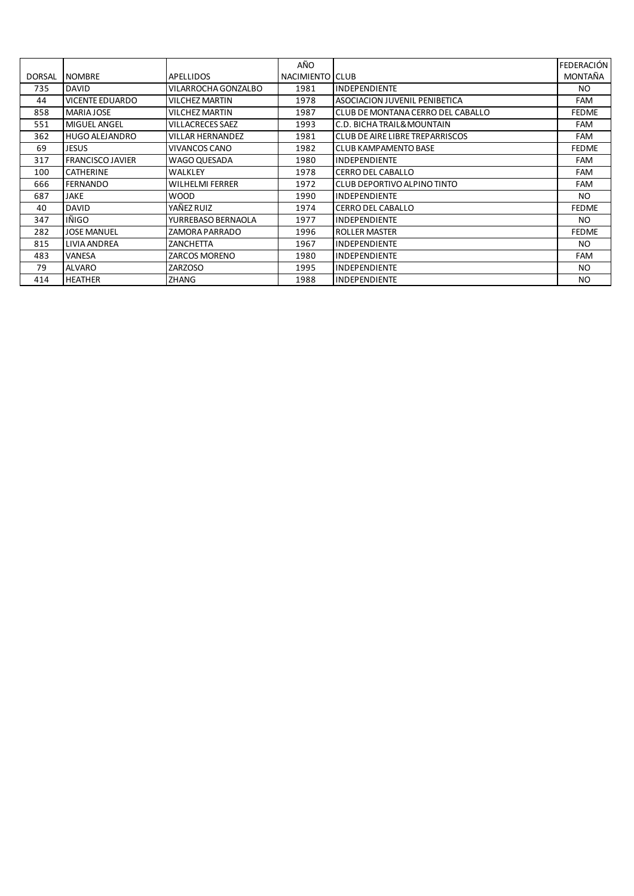| DORSAL | NOMBRE | APELLIDOS | AÑO NACIMIENTO | CLUB | FEDERACIÓN MONTAÑA |
|---|---|---|---|---|---|
| 735 | DAVID | VILARROCHA GONZALBO | 1981 | INDEPENDIENTE | NO |
| 44 | VICENTE EDUARDO | VILCHEZ MARTIN | 1978 | ASOCIACION JUVENIL PENIBETICA | FAM |
| 858 | MARIA JOSE | VILCHEZ MARTIN | 1987 | CLUB DE MONTANA CERRO DEL CABALLO | FEDME |
| 551 | MIGUEL ANGEL | VILLACRECES SAEZ | 1993 | C.D. BICHA TRAIL&MOUNTAIN | FAM |
| 362 | HUGO ALEJANDRO | VILLAR HERNANDEZ | 1981 | CLUB DE AIRE LIBRE TREPARRISCOS | FAM |
| 69 | JESUS | VIVANCOS CANO | 1982 | CLUB KAMPAMENTO BASE | FEDME |
| 317 | FRANCISCO JAVIER | WAGO QUESADA | 1980 | INDEPENDIENTE | FAM |
| 100 | CATHERINE | WALKLEY | 1978 | CERRO DEL CABALLO | FAM |
| 666 | FERNANDO | WILHELMI FERRER | 1972 | CLUB DEPORTIVO ALPINO TINTO | FAM |
| 687 | JAKE | WOOD | 1990 | INDEPENDIENTE | NO |
| 40 | DAVID | YAÑEZ RUIZ | 1974 | CERRO DEL CABALLO | FEDME |
| 347 | IÑIGO | YURREBASO BERNAOLA | 1977 | INDEPENDIENTE | NO |
| 282 | JOSE MANUEL | ZAMORA PARRADO | 1996 | ROLLER MASTER | FEDME |
| 815 | LIVIA ANDREA | ZANCHETTA | 1967 | INDEPENDIENTE | NO |
| 483 | VANESA | ZARCOS MORENO | 1980 | INDEPENDIENTE | FAM |
| 79 | ALVARO | ZARZOSO | 1995 | INDEPENDIENTE | NO |
| 414 | HEATHER | ZHANG | 1988 | INDEPENDIENTE | NO |